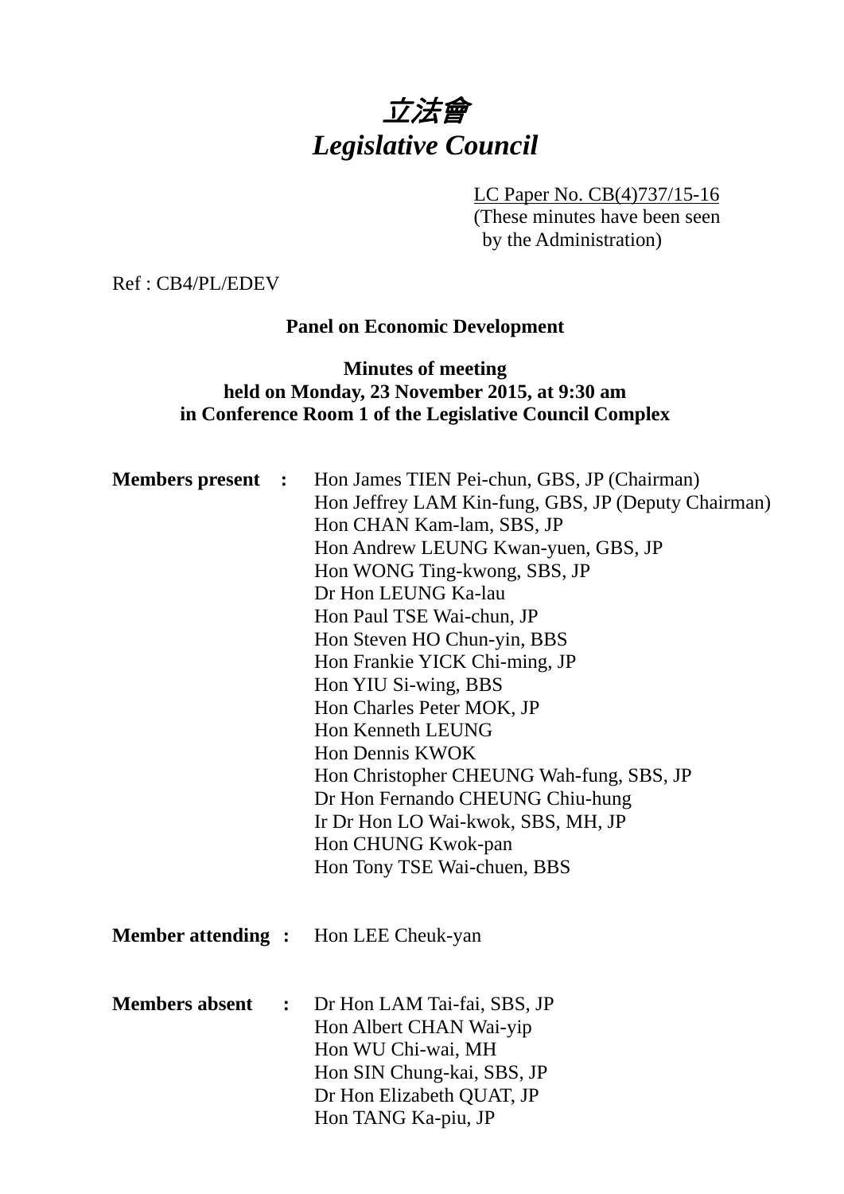# *立法會*
# *Legislative Council*

LC Paper No. CB(4)737/15-16
(These minutes have been seen by the Administration)

Ref : CB4/PL/EDEV

**Panel on Economic Development**

**Minutes of meeting**
**held on Monday, 23 November 2015, at 9:30 am**
**in Conference Room 1 of the Legislative Council Complex**

**Members present :**
Hon James TIEN Pei-chun, GBS, JP (Chairman)
Hon Jeffrey LAM Kin-fung, GBS, JP (Deputy Chairman)
Hon CHAN Kam-lam, SBS, JP
Hon Andrew LEUNG Kwan-yuen, GBS, JP
Hon WONG Ting-kwong, SBS, JP
Dr Hon LEUNG Ka-lau
Hon Paul TSE Wai-chun, JP
Hon Steven HO Chun-yin, BBS
Hon Frankie YICK Chi-ming, JP
Hon YIU Si-wing, BBS
Hon Charles Peter MOK, JP
Hon Kenneth LEUNG
Hon Dennis KWOK
Hon Christopher CHEUNG Wah-fung, SBS, JP
Dr Hon Fernando CHEUNG Chiu-hung
Ir Dr Hon LO Wai-kwok, SBS, MH, JP
Hon CHUNG Kwok-pan
Hon Tony TSE Wai-chuen, BBS

**Member attending :**
Hon LEE Cheuk-yan

**Members absent :**
Dr Hon LAM Tai-fai, SBS, JP
Hon Albert CHAN Wai-yip
Hon WU Chi-wai, MH
Hon SIN Chung-kai, SBS, JP
Dr Hon Elizabeth QUAT, JP
Hon TANG Ka-piu, JP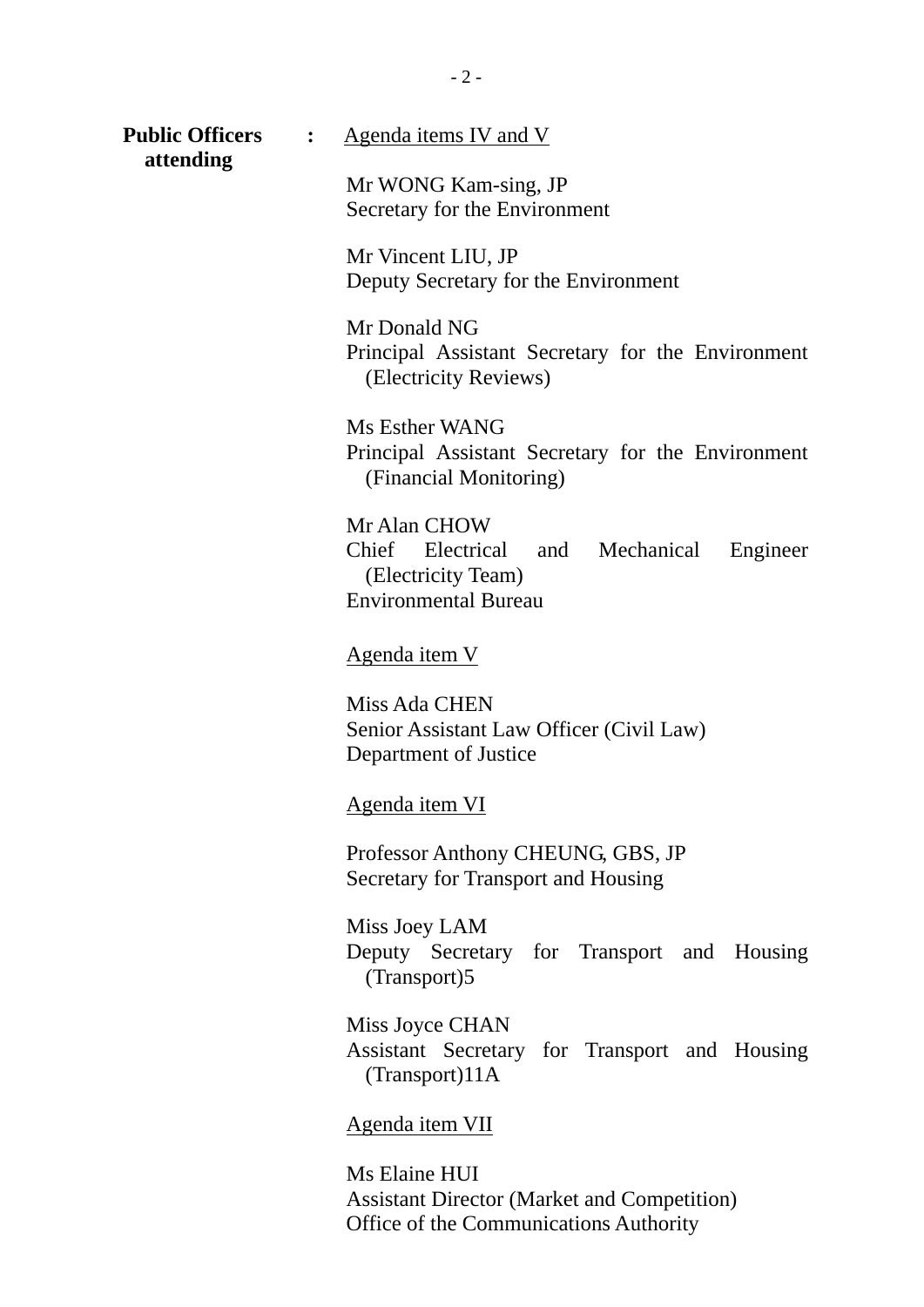**Public Officers attending** : <u>Agenda items IV and V</u>

Mr WONG Kam-sing, JP
Secretary for the Environment

Mr Vincent LIU, JP
Deputy Secretary for the Environment

Mr Donald NG
Principal Assistant Secretary for the Environment (Electricity Reviews)

Ms Esther WANG
Principal Assistant Secretary for the Environment (Financial Monitoring)

Mr Alan CHOW
Chief Electrical and Mechanical Engineer (Electricity Team)
Environmental Bureau

<u>Agenda item V</u>

Miss Ada CHEN
Senior Assistant Law Officer (Civil Law)
Department of Justice

<u>Agenda item VI</u>

Professor Anthony CHEUNG, GBS, JP
Secretary for Transport and Housing

Miss Joey LAM
Deputy Secretary for Transport and Housing (Transport)5

Miss Joyce CHAN
Assistant Secretary for Transport and Housing (Transport)11A

<u>Agenda item VII</u>

Ms Elaine HUI
Assistant Director (Market and Competition)
Office of the Communications Authority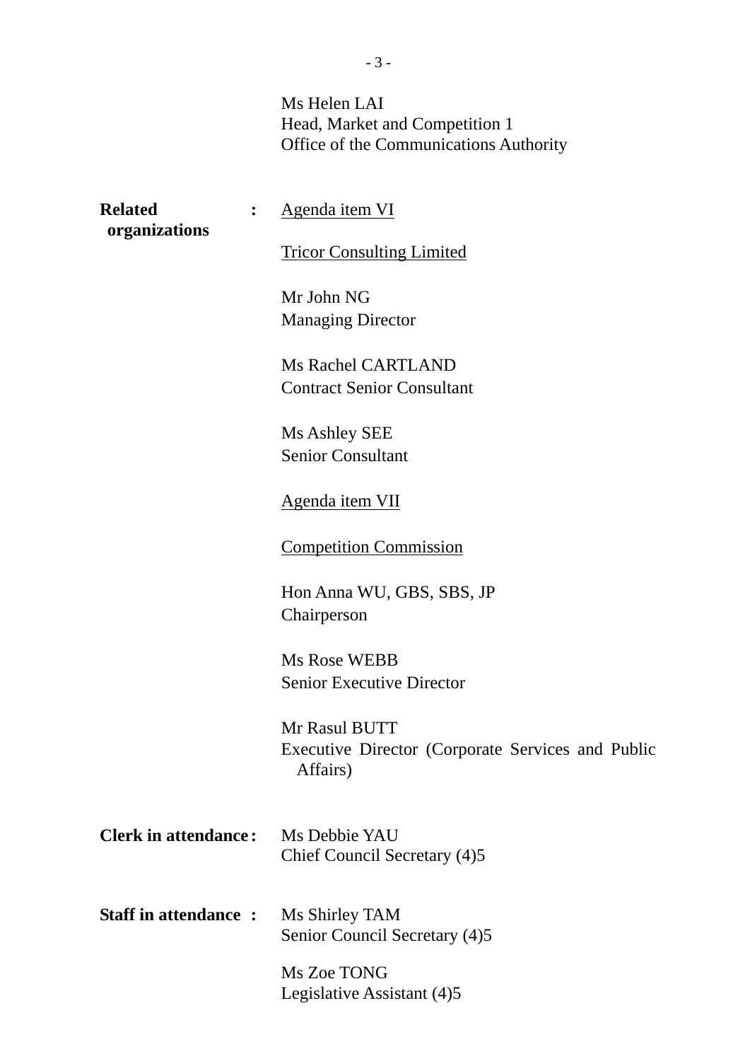Ms Helen LAI
Head, Market and Competition 1
Office of the Communications Authority

**Related organizations** : <u>Agenda item VI</u>

<u>Tricor Consulting Limited</u>

Mr John NG
Managing Director

Ms Rachel CARTLAND
Contract Senior Consultant

Ms Ashley SEE
Senior Consultant

<u>Agenda item VII</u>

<u>Competition Commission</u>

Hon Anna WU, GBS, SBS, JP
Chairperson

Ms Rose WEBB
Senior Executive Director

Mr Rasul BUTT
Executive Director (Corporate Services and Public Affairs)

**Clerk in attendance** : Ms Debbie YAU
Chief Council Secretary (4)5

**Staff in attendance** : Ms Shirley TAM
Senior Council Secretary (4)5

Ms Zoe TONG
Legislative Assistant (4)5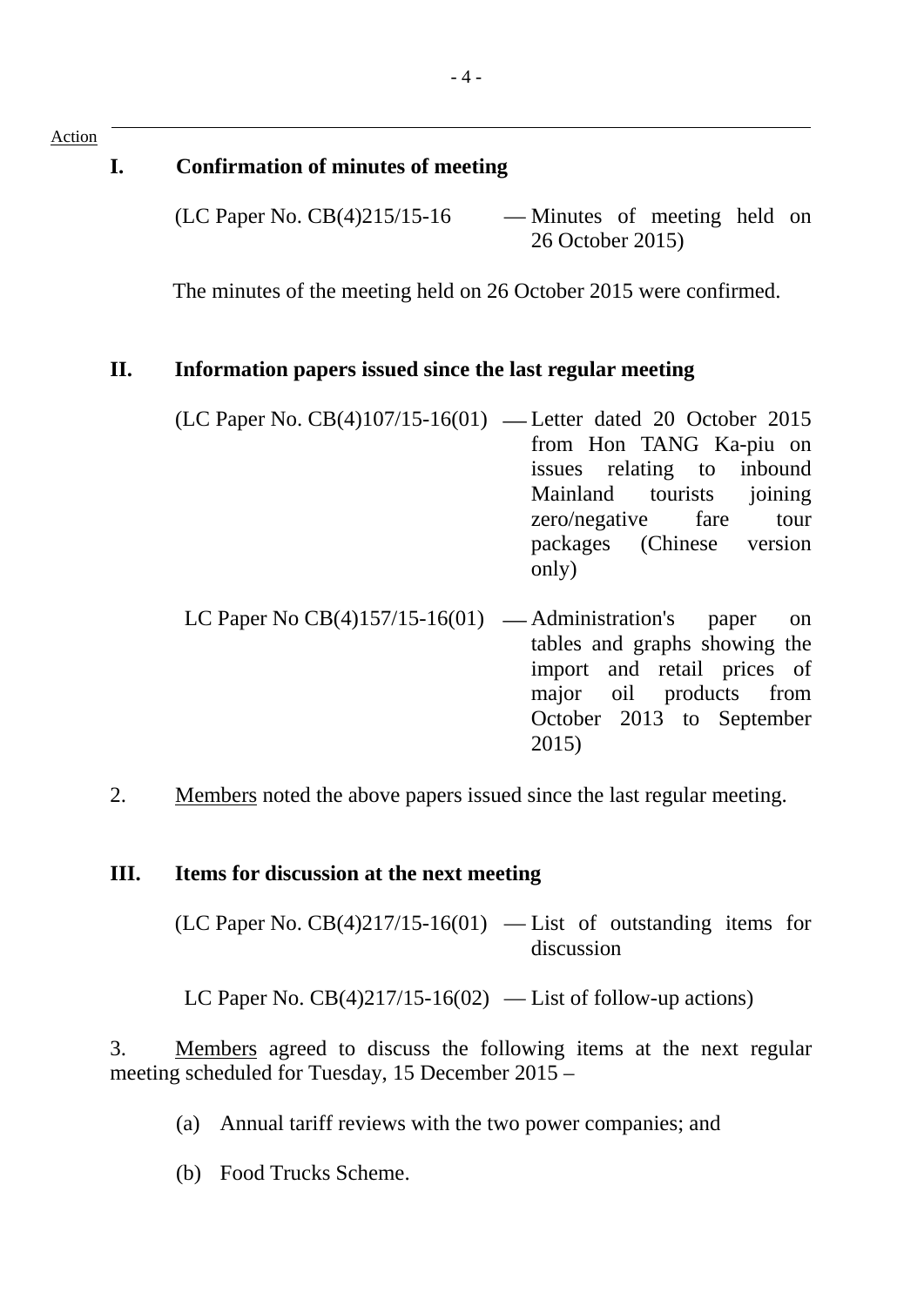Action

## I. Confirmation of minutes of meeting

(LC Paper No. CB(4)215/15-16 — Minutes of meeting held on 26 October 2015)

The minutes of the meeting held on 26 October 2015 were confirmed.

## II. Information papers issued since the last regular meeting

(LC Paper No. CB(4)107/15-16(01) — Letter dated 20 October 2015 from Hon TANG Ka-piu on issues relating to inbound Mainland tourists joining zero/negative fare tour packages (Chinese version only)

LC Paper No CB(4)157/15-16(01) — Administration's paper on tables and graphs showing the import and retail prices of major oil products from October 2013 to September 2015)

2. Members noted the above papers issued since the last regular meeting.

## III. Items for discussion at the next meeting

(LC Paper No. CB(4)217/15-16(01) — List of outstanding items for discussion

LC Paper No. CB(4)217/15-16(02) — List of follow-up actions)

3. Members agreed to discuss the following items at the next regular meeting scheduled for Tuesday, 15 December 2015 –

(a) Annual tariff reviews with the two power companies; and

(b) Food Trucks Scheme.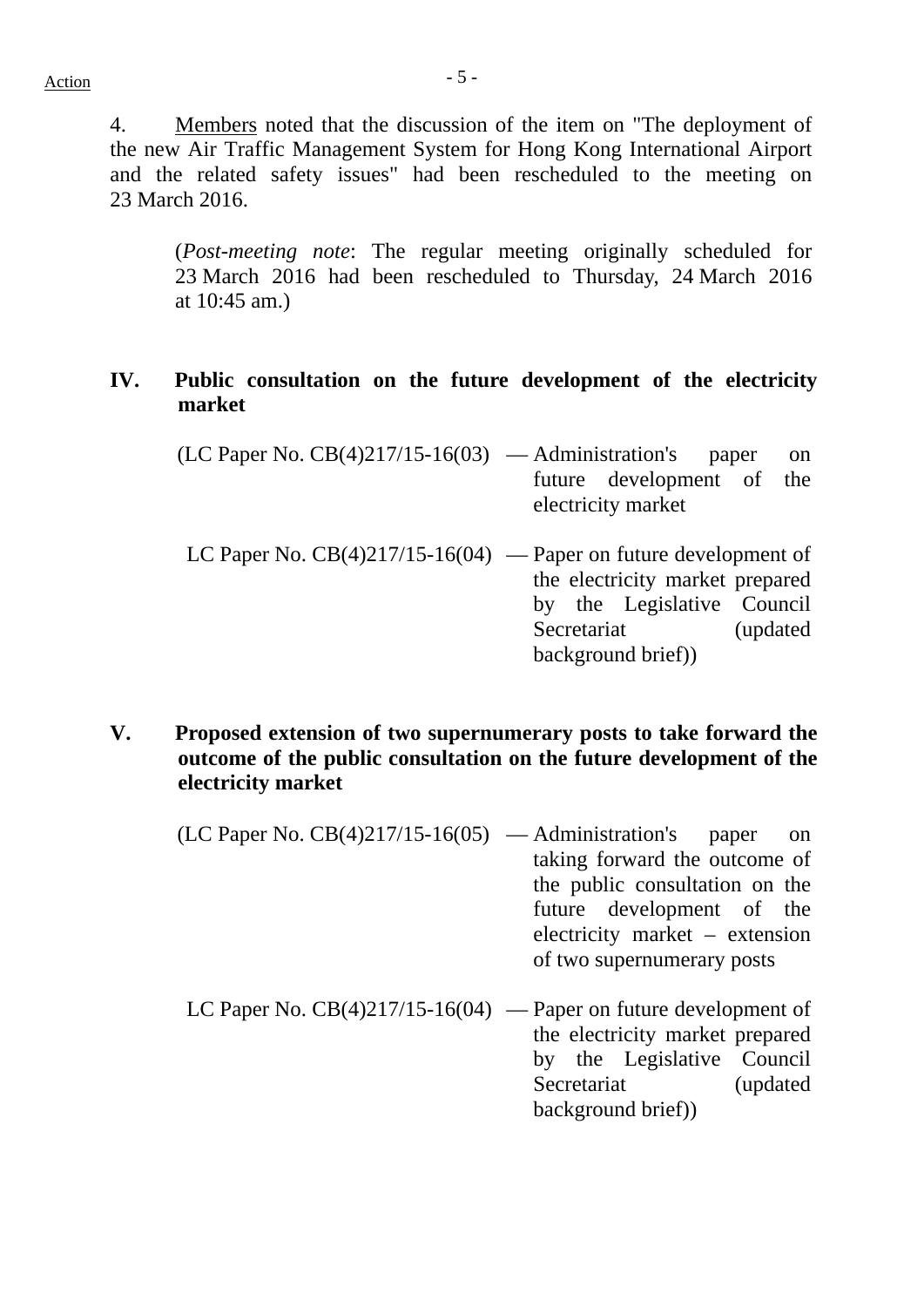Action

4. Members noted that the discussion of the item on "The deployment of the new Air Traffic Management System for Hong Kong International Airport and the related safety issues" had been rescheduled to the meeting on 23 March 2016.

> (*Post-meeting note*: The regular meeting originally scheduled for 23 March 2016 had been rescheduled to Thursday, 24 March 2016 at 10:45 am.)

## IV. Public consultation on the future development of the electricity market

(LC Paper No. CB(4)217/15-16(03) — Administration's paper on future development of the electricity market

LC Paper No. CB(4)217/15-16(04) — Paper on future development of the electricity market prepared by the Legislative Council Secretariat (updated background brief))

## V. Proposed extension of two supernumerary posts to take forward the outcome of the public consultation on the future development of the electricity market

(LC Paper No. CB(4)217/15-16(05) — Administration's paper on taking forward the outcome of the public consultation on the future development of the electricity market – extension of two supernumerary posts

LC Paper No. CB(4)217/15-16(04) — Paper on future development of the electricity market prepared by the Legislative Council Secretariat (updated background brief))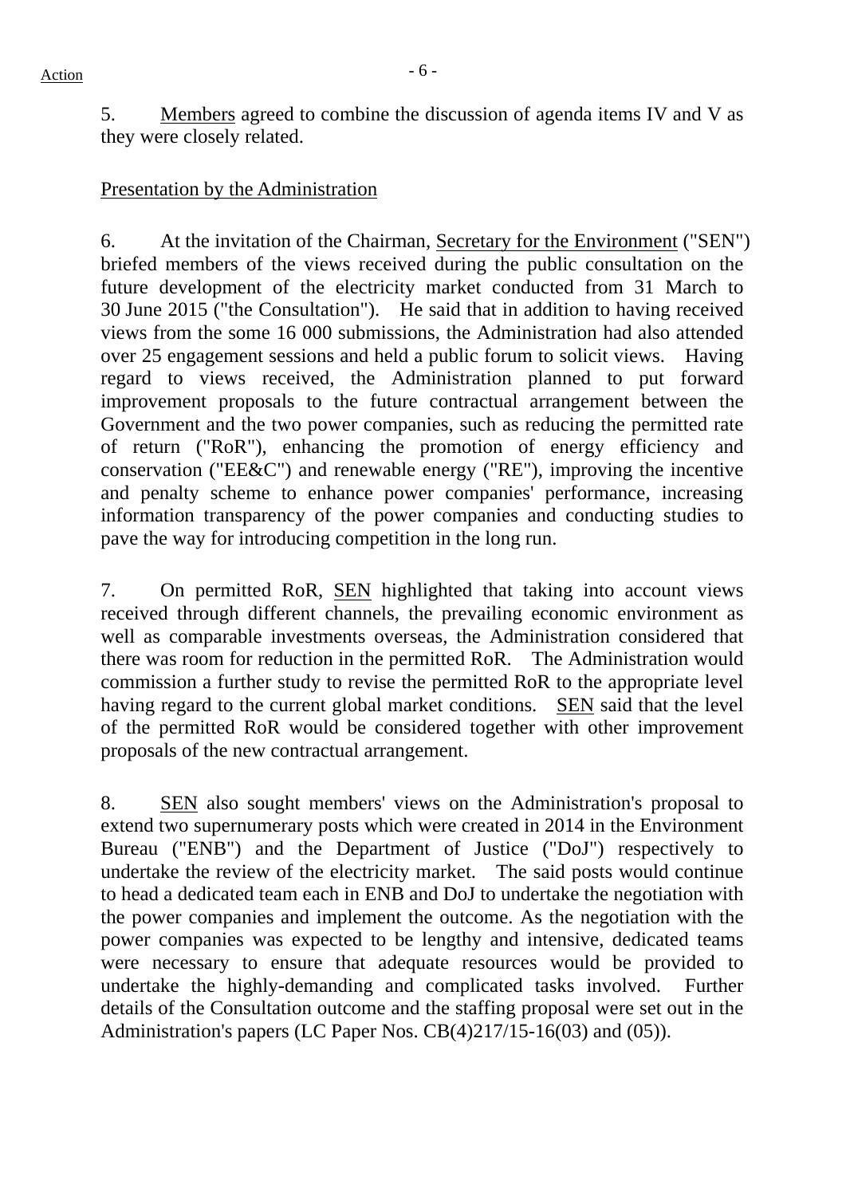5. Members agreed to combine the discussion of agenda items IV and V as they were closely related.

Presentation by the Administration

6. At the invitation of the Chairman, Secretary for the Environment ("SEN") briefed members of the views received during the public consultation on the future development of the electricity market conducted from 31 March to 30 June 2015 ("the Consultation"). He said that in addition to having received views from the some 16 000 submissions, the Administration had also attended over 25 engagement sessions and held a public forum to solicit views. Having regard to views received, the Administration planned to put forward improvement proposals to the future contractual arrangement between the Government and the two power companies, such as reducing the permitted rate of return ("RoR"), enhancing the promotion of energy efficiency and conservation ("EE&C") and renewable energy ("RE"), improving the incentive and penalty scheme to enhance power companies' performance, increasing information transparency of the power companies and conducting studies to pave the way for introducing competition in the long run.

7. On permitted RoR, SEN highlighted that taking into account views received through different channels, the prevailing economic environment as well as comparable investments overseas, the Administration considered that there was room for reduction in the permitted RoR. The Administration would commission a further study to revise the permitted RoR to the appropriate level having regard to the current global market conditions. SEN said that the level of the permitted RoR would be considered together with other improvement proposals of the new contractual arrangement.

8. SEN also sought members' views on the Administration's proposal to extend two supernumerary posts which were created in 2014 in the Environment Bureau ("ENB") and the Department of Justice ("DoJ") respectively to undertake the review of the electricity market. The said posts would continue to head a dedicated team each in ENB and DoJ to undertake the negotiation with the power companies and implement the outcome. As the negotiation with the power companies was expected to be lengthy and intensive, dedicated teams were necessary to ensure that adequate resources would be provided to undertake the highly-demanding and complicated tasks involved. Further details of the Consultation outcome and the staffing proposal were set out in the Administration's papers (LC Paper Nos. CB(4)217/15-16(03) and (05)).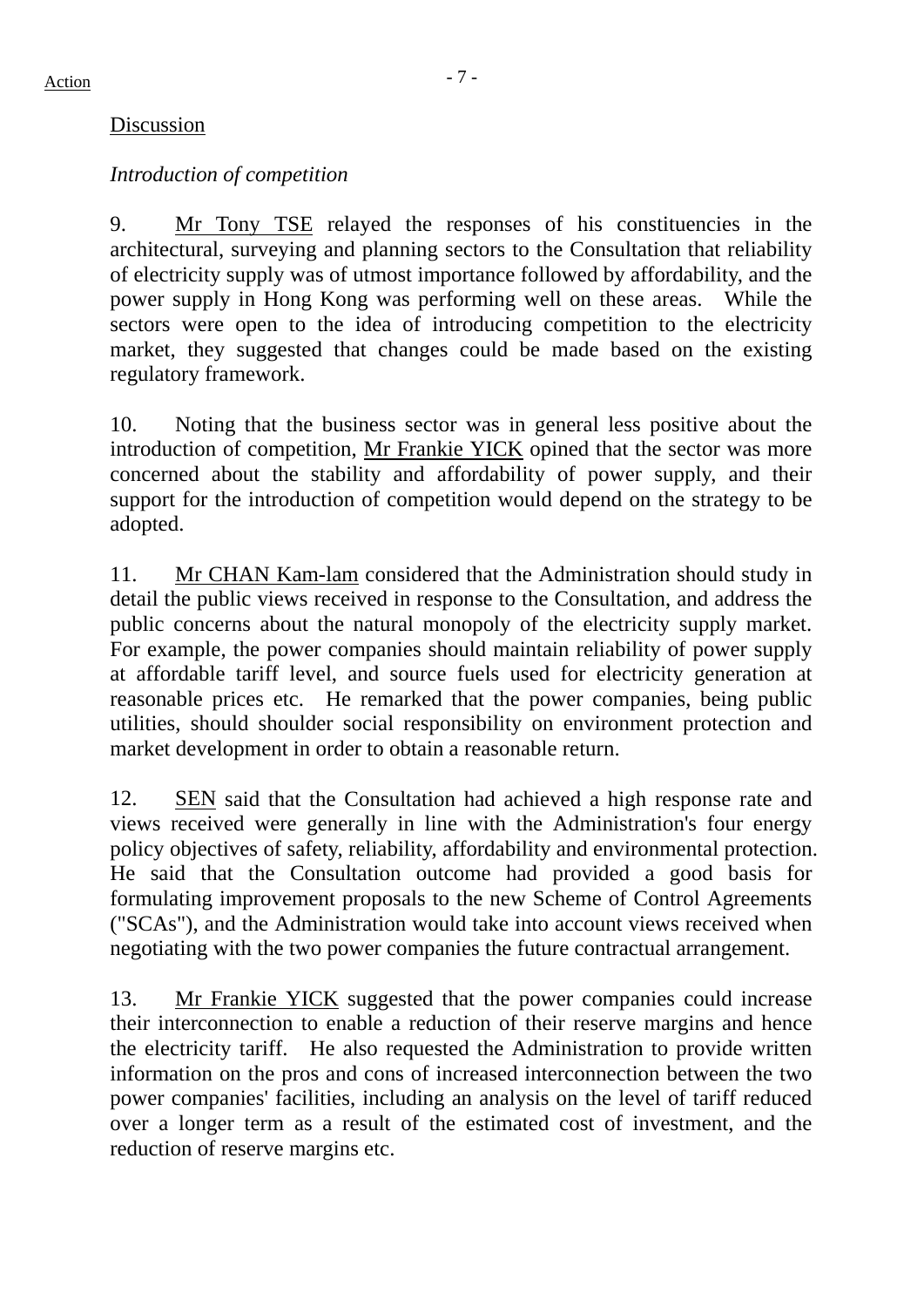Discussion

*Introduction of competition*

9. Mr Tony TSE relayed the responses of his constituencies in the architectural, surveying and planning sectors to the Consultation that reliability of electricity supply was of utmost importance followed by affordability, and the power supply in Hong Kong was performing well on these areas. While the sectors were open to the idea of introducing competition to the electricity market, they suggested that changes could be made based on the existing regulatory framework.

10. Noting that the business sector was in general less positive about the introduction of competition, Mr Frankie YICK opined that the sector was more concerned about the stability and affordability of power supply, and their support for the introduction of competition would depend on the strategy to be adopted.

11. Mr CHAN Kam-lam considered that the Administration should study in detail the public views received in response to the Consultation, and address the public concerns about the natural monopoly of the electricity supply market. For example, the power companies should maintain reliability of power supply at affordable tariff level, and source fuels used for electricity generation at reasonable prices etc. He remarked that the power companies, being public utilities, should shoulder social responsibility on environment protection and market development in order to obtain a reasonable return.

12. SEN said that the Consultation had achieved a high response rate and views received were generally in line with the Administration's four energy policy objectives of safety, reliability, affordability and environmental protection. He said that the Consultation outcome had provided a good basis for formulating improvement proposals to the new Scheme of Control Agreements ("SCAs"), and the Administration would take into account views received when negotiating with the two power companies the future contractual arrangement.

13. Mr Frankie YICK suggested that the power companies could increase their interconnection to enable a reduction of their reserve margins and hence the electricity tariff. He also requested the Administration to provide written information on the pros and cons of increased interconnection between the two power companies' facilities, including an analysis on the level of tariff reduced over a longer term as a result of the estimated cost of investment, and the reduction of reserve margins etc.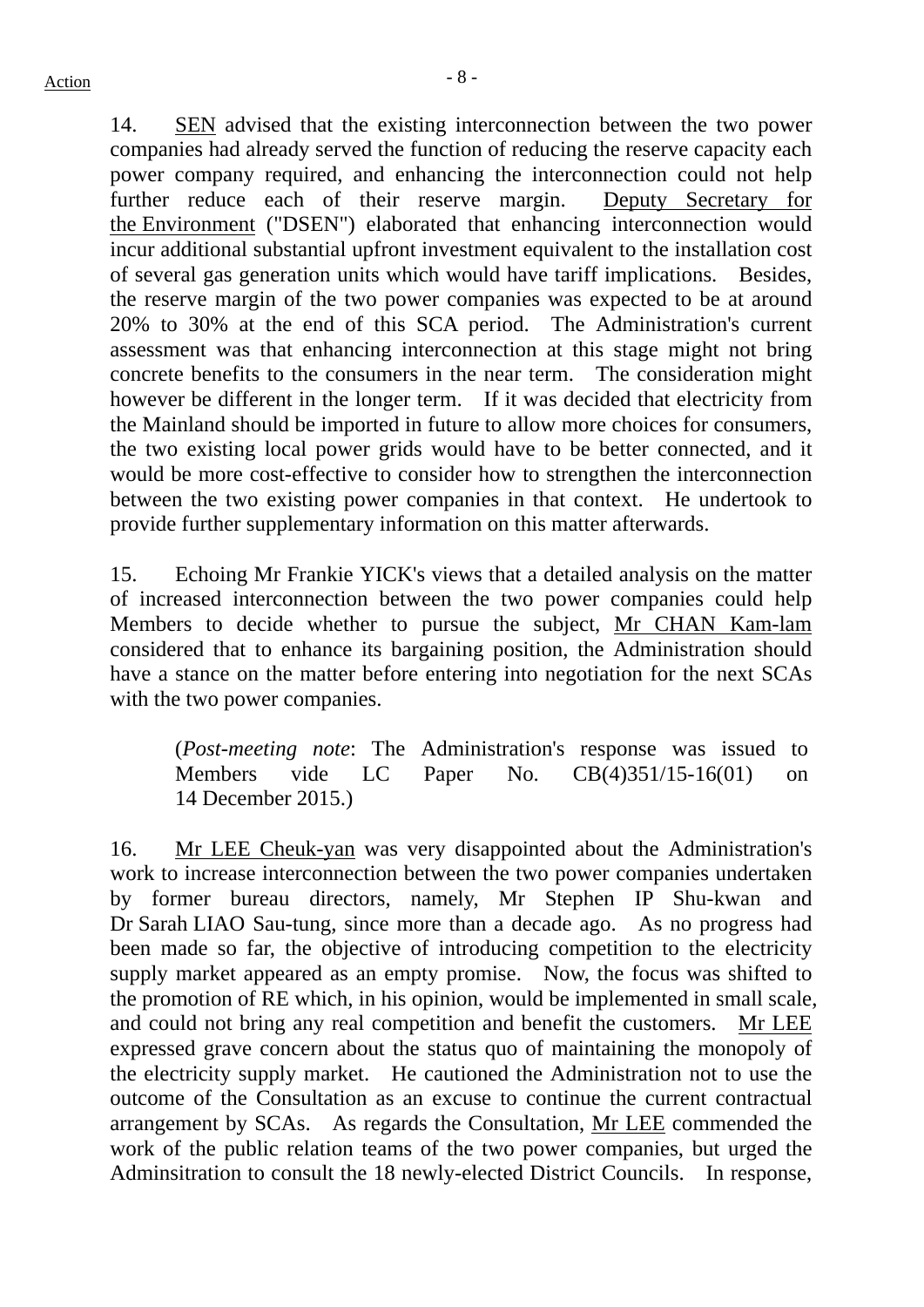14. SEN advised that the existing interconnection between the two power companies had already served the function of reducing the reserve capacity each power company required, and enhancing the interconnection could not help further reduce each of their reserve margin. Deputy Secretary for the Environment ("DSEN") elaborated that enhancing interconnection would incur additional substantial upfront investment equivalent to the installation cost of several gas generation units which would have tariff implications. Besides, the reserve margin of the two power companies was expected to be at around 20% to 30% at the end of this SCA period. The Administration's current assessment was that enhancing interconnection at this stage might not bring concrete benefits to the consumers in the near term. The consideration might however be different in the longer term. If it was decided that electricity from the Mainland should be imported in future to allow more choices for consumers, the two existing local power grids would have to be better connected, and it would be more cost-effective to consider how to strengthen the interconnection between the two existing power companies in that context. He undertook to provide further supplementary information on this matter afterwards.

15. Echoing Mr Frankie YICK's views that a detailed analysis on the matter of increased interconnection between the two power companies could help Members to decide whether to pursue the subject, Mr CHAN Kam-lam considered that to enhance its bargaining position, the Administration should have a stance on the matter before entering into negotiation for the next SCAs with the two power companies.

> (*Post-meeting note*: The Administration's response was issued to Members vide LC Paper No. CB(4)351/15-16(01) on 14 December 2015.)

16. Mr LEE Cheuk-yan was very disappointed about the Administration's work to increase interconnection between the two power companies undertaken by former bureau directors, namely, Mr Stephen IP Shu-kwan and Dr Sarah LIAO Sau-tung, since more than a decade ago. As no progress had been made so far, the objective of introducing competition to the electricity supply market appeared as an empty promise. Now, the focus was shifted to the promotion of RE which, in his opinion, would be implemented in small scale, and could not bring any real competition and benefit the customers. Mr LEE expressed grave concern about the status quo of maintaining the monopoly of the electricity supply market. He cautioned the Administration not to use the outcome of the Consultation as an excuse to continue the current contractual arrangement by SCAs. As regards the Consultation, Mr LEE commended the work of the public relation teams of the two power companies, but urged the Adminsitration to consult the 18 newly-elected District Councils. In response,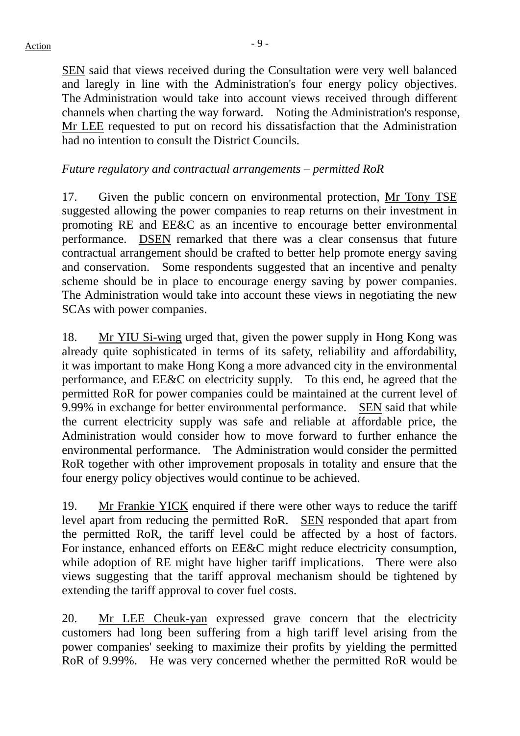SEN said that views received during the Consultation were very well balanced and laregly in line with the Administration's four energy policy objectives. The Administration would take into account views received through different channels when charting the way forward. Noting the Administration's response, Mr LEE requested to put on record his dissatisfaction that the Administration had no intention to consult the District Councils.

*Future regulatory and contractual arrangements – permitted RoR*

17. Given the public concern on environmental protection, Mr Tony TSE suggested allowing the power companies to reap returns on their investment in promoting RE and EE&C as an incentive to encourage better environmental performance. DSEN remarked that there was a clear consensus that future contractual arrangement should be crafted to better help promote energy saving and conservation. Some respondents suggested that an incentive and penalty scheme should be in place to encourage energy saving by power companies. The Administration would take into account these views in negotiating the new SCAs with power companies.

18. Mr YIU Si-wing urged that, given the power supply in Hong Kong was already quite sophisticated in terms of its safety, reliability and affordability, it was important to make Hong Kong a more advanced city in the environmental performance, and EE&C on electricity supply. To this end, he agreed that the permitted RoR for power companies could be maintained at the current level of 9.99% in exchange for better environmental performance. SEN said that while the current electricity supply was safe and reliable at affordable price, the Administration would consider how to move forward to further enhance the environmental performance. The Administration would consider the permitted RoR together with other improvement proposals in totality and ensure that the four energy policy objectives would continue to be achieved.

19. Mr Frankie YICK enquired if there were other ways to reduce the tariff level apart from reducing the permitted RoR. SEN responded that apart from the permitted RoR, the tariff level could be affected by a host of factors. For instance, enhanced efforts on EE&C might reduce electricity consumption, while adoption of RE might have higher tariff implications. There were also views suggesting that the tariff approval mechanism should be tightened by extending the tariff approval to cover fuel costs.

20. Mr LEE Cheuk-yan expressed grave concern that the electricity customers had long been suffering from a high tariff level arising from the power companies' seeking to maximize their profits by yielding the permitted RoR of 9.99%. He was very concerned whether the permitted RoR would be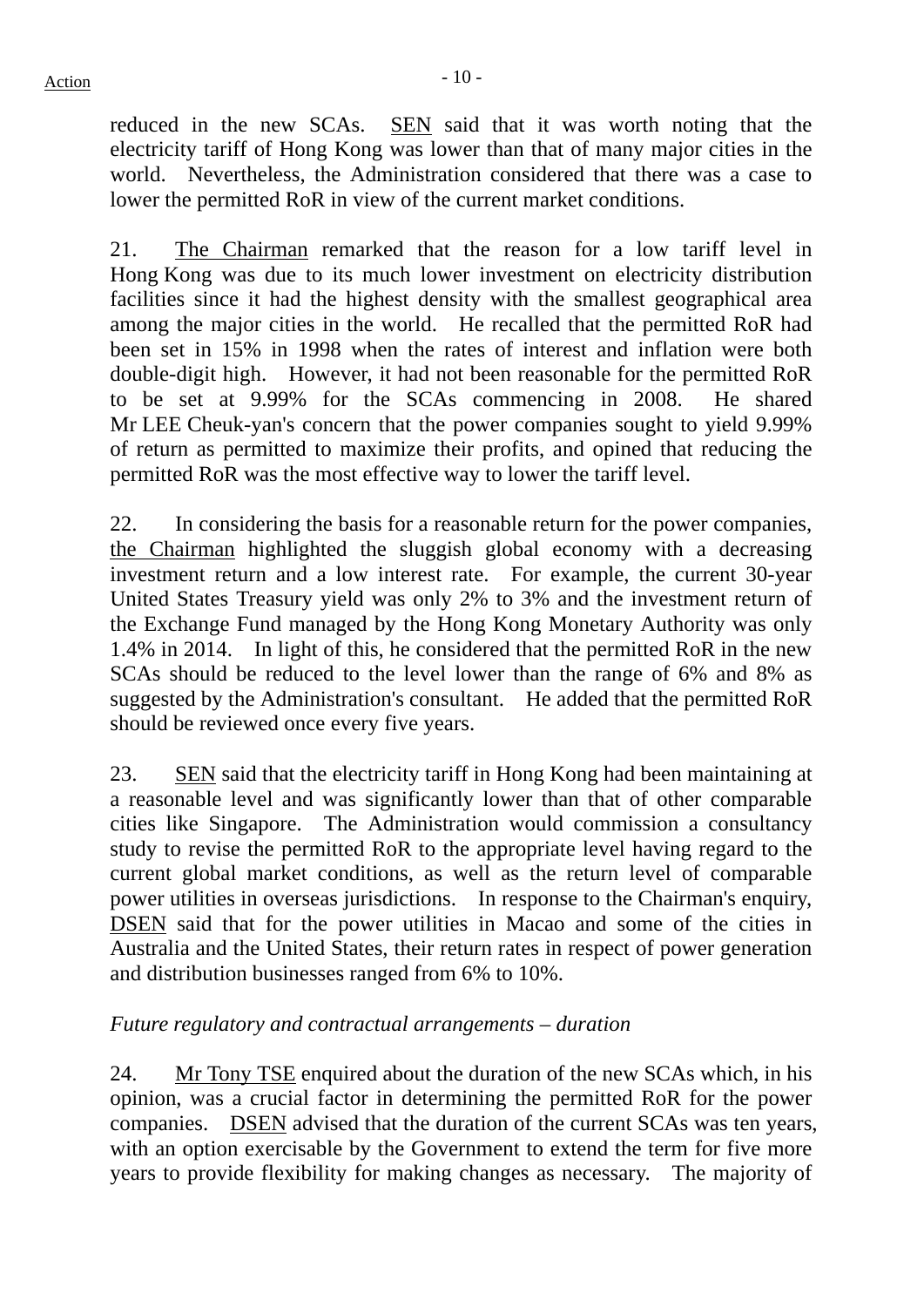reduced in the new SCAs. SEN said that it was worth noting that the electricity tariff of Hong Kong was lower than that of many major cities in the world. Nevertheless, the Administration considered that there was a case to lower the permitted RoR in view of the current market conditions.

21. The Chairman remarked that the reason for a low tariff level in Hong Kong was due to its much lower investment on electricity distribution facilities since it had the highest density with the smallest geographical area among the major cities in the world. He recalled that the permitted RoR had been set in 15% in 1998 when the rates of interest and inflation were both double-digit high. However, it had not been reasonable for the permitted RoR to be set at 9.99% for the SCAs commencing in 2008. He shared Mr LEE Cheuk-yan's concern that the power companies sought to yield 9.99% of return as permitted to maximize their profits, and opined that reducing the permitted RoR was the most effective way to lower the tariff level.

22. In considering the basis for a reasonable return for the power companies, the Chairman highlighted the sluggish global economy with a decreasing investment return and a low interest rate. For example, the current 30-year United States Treasury yield was only 2% to 3% and the investment return of the Exchange Fund managed by the Hong Kong Monetary Authority was only 1.4% in 2014. In light of this, he considered that the permitted RoR in the new SCAs should be reduced to the level lower than the range of 6% and 8% as suggested by the Administration's consultant. He added that the permitted RoR should be reviewed once every five years.

23. SEN said that the electricity tariff in Hong Kong had been maintaining at a reasonable level and was significantly lower than that of other comparable cities like Singapore. The Administration would commission a consultancy study to revise the permitted RoR to the appropriate level having regard to the current global market conditions, as well as the return level of comparable power utilities in overseas jurisdictions. In response to the Chairman's enquiry, DSEN said that for the power utilities in Macao and some of the cities in Australia and the United States, their return rates in respect of power generation and distribution businesses ranged from 6% to 10%.

*Future regulatory and contractual arrangements – duration*

24. Mr Tony TSE enquired about the duration of the new SCAs which, in his opinion, was a crucial factor in determining the permitted RoR for the power companies. DSEN advised that the duration of the current SCAs was ten years, with an option exercisable by the Government to extend the term for five more years to provide flexibility for making changes as necessary. The majority of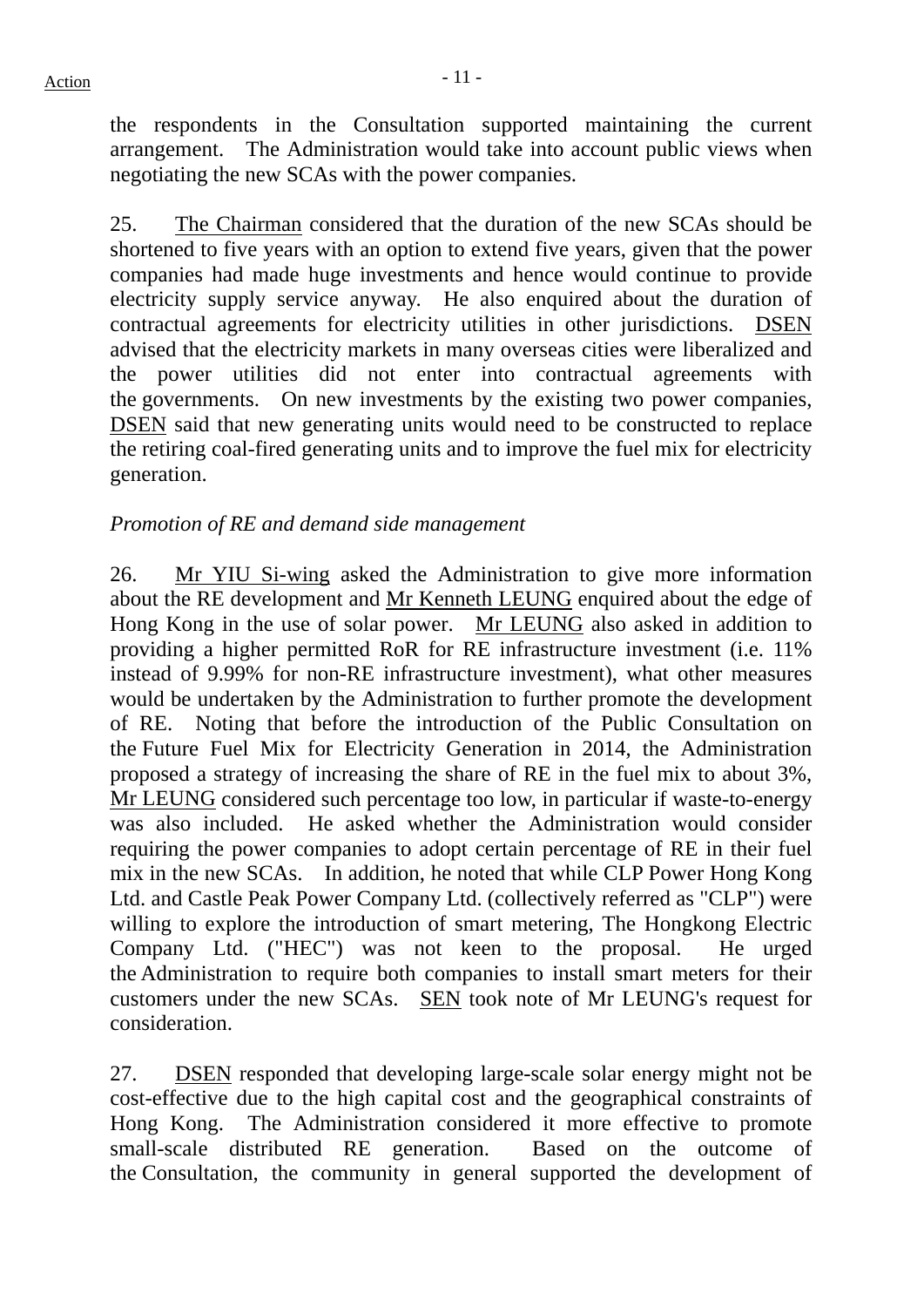the respondents in the Consultation supported maintaining the current arrangement. The Administration would take into account public views when negotiating the new SCAs with the power companies.

25. The Chairman considered that the duration of the new SCAs should be shortened to five years with an option to extend five years, given that the power companies had made huge investments and hence would continue to provide electricity supply service anyway. He also enquired about the duration of contractual agreements for electricity utilities in other jurisdictions. DSEN advised that the electricity markets in many overseas cities were liberalized and the power utilities did not enter into contractual agreements with the governments. On new investments by the existing two power companies, DSEN said that new generating units would need to be constructed to replace the retiring coal-fired generating units and to improve the fuel mix for electricity generation.

*Promotion of RE and demand side management*

26. Mr YIU Si-wing asked the Administration to give more information about the RE development and Mr Kenneth LEUNG enquired about the edge of Hong Kong in the use of solar power. Mr LEUNG also asked in addition to providing a higher permitted RoR for RE infrastructure investment (i.e. 11% instead of 9.99% for non-RE infrastructure investment), what other measures would be undertaken by the Administration to further promote the development of RE. Noting that before the introduction of the Public Consultation on the Future Fuel Mix for Electricity Generation in 2014, the Administration proposed a strategy of increasing the share of RE in the fuel mix to about 3%, Mr LEUNG considered such percentage too low, in particular if waste-to-energy was also included. He asked whether the Administration would consider requiring the power companies to adopt certain percentage of RE in their fuel mix in the new SCAs. In addition, he noted that while CLP Power Hong Kong Ltd. and Castle Peak Power Company Ltd. (collectively referred as "CLP") were willing to explore the introduction of smart metering, The Hongkong Electric Company Ltd. ("HEC") was not keen to the proposal. He urged the Administration to require both companies to install smart meters for their customers under the new SCAs. SEN took note of Mr LEUNG's request for consideration.

27. DSEN responded that developing large-scale solar energy might not be cost-effective due to the high capital cost and the geographical constraints of Hong Kong. The Administration considered it more effective to promote small-scale distributed RE generation. Based on the outcome of the Consultation, the community in general supported the development of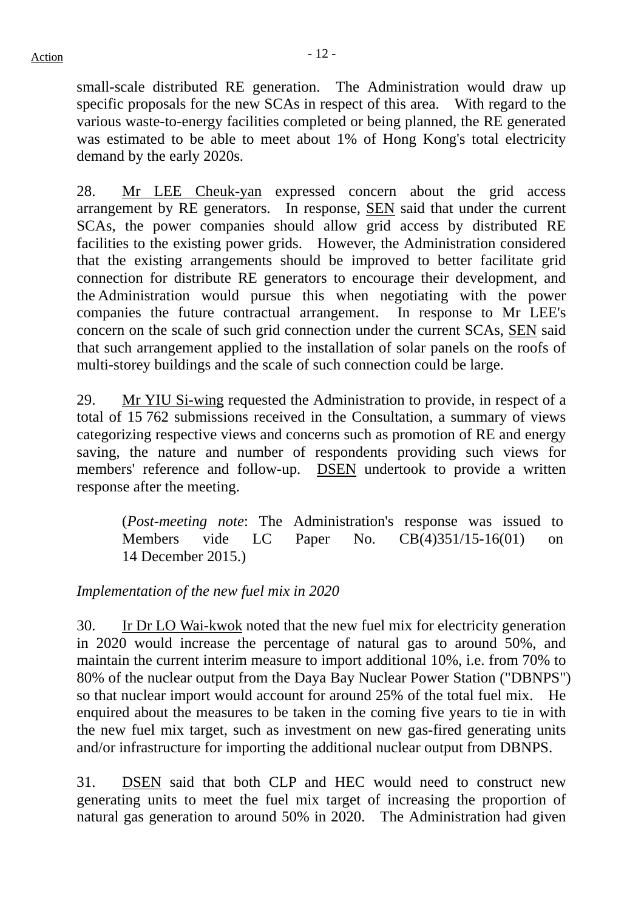small-scale distributed RE generation. The Administration would draw up specific proposals for the new SCAs in respect of this area. With regard to the various waste-to-energy facilities completed or being planned, the RE generated was estimated to be able to meet about 1% of Hong Kong's total electricity demand by the early 2020s.

28. Mr LEE Cheuk-yan expressed concern about the grid access arrangement by RE generators. In response, SEN said that under the current SCAs, the power companies should allow grid access by distributed RE facilities to the existing power grids. However, the Administration considered that the existing arrangements should be improved to better facilitate grid connection for distribute RE generators to encourage their development, and the Administration would pursue this when negotiating with the power companies the future contractual arrangement. In response to Mr LEE's concern on the scale of such grid connection under the current SCAs, SEN said that such arrangement applied to the installation of solar panels on the roofs of multi-storey buildings and the scale of such connection could be large.

29. Mr YIU Si-wing requested the Administration to provide, in respect of a total of 15 762 submissions received in the Consultation, a summary of views categorizing respective views and concerns such as promotion of RE and energy saving, the nature and number of respondents providing such views for members' reference and follow-up. DSEN undertook to provide a written response after the meeting.

> (*Post-meeting note*: The Administration's response was issued to Members vide LC Paper No. CB(4)351/15-16(01) on 14 December 2015.)

*Implementation of the new fuel mix in 2020*

30. Ir Dr LO Wai-kwok noted that the new fuel mix for electricity generation in 2020 would increase the percentage of natural gas to around 50%, and maintain the current interim measure to import additional 10%, i.e. from 70% to 80% of the nuclear output from the Daya Bay Nuclear Power Station ("DBNPS") so that nuclear import would account for around 25% of the total fuel mix. He enquired about the measures to be taken in the coming five years to tie in with the new fuel mix target, such as investment on new gas-fired generating units and/or infrastructure for importing the additional nuclear output from DBNPS.

31. DSEN said that both CLP and HEC would need to construct new generating units to meet the fuel mix target of increasing the proportion of natural gas generation to around 50% in 2020. The Administration had given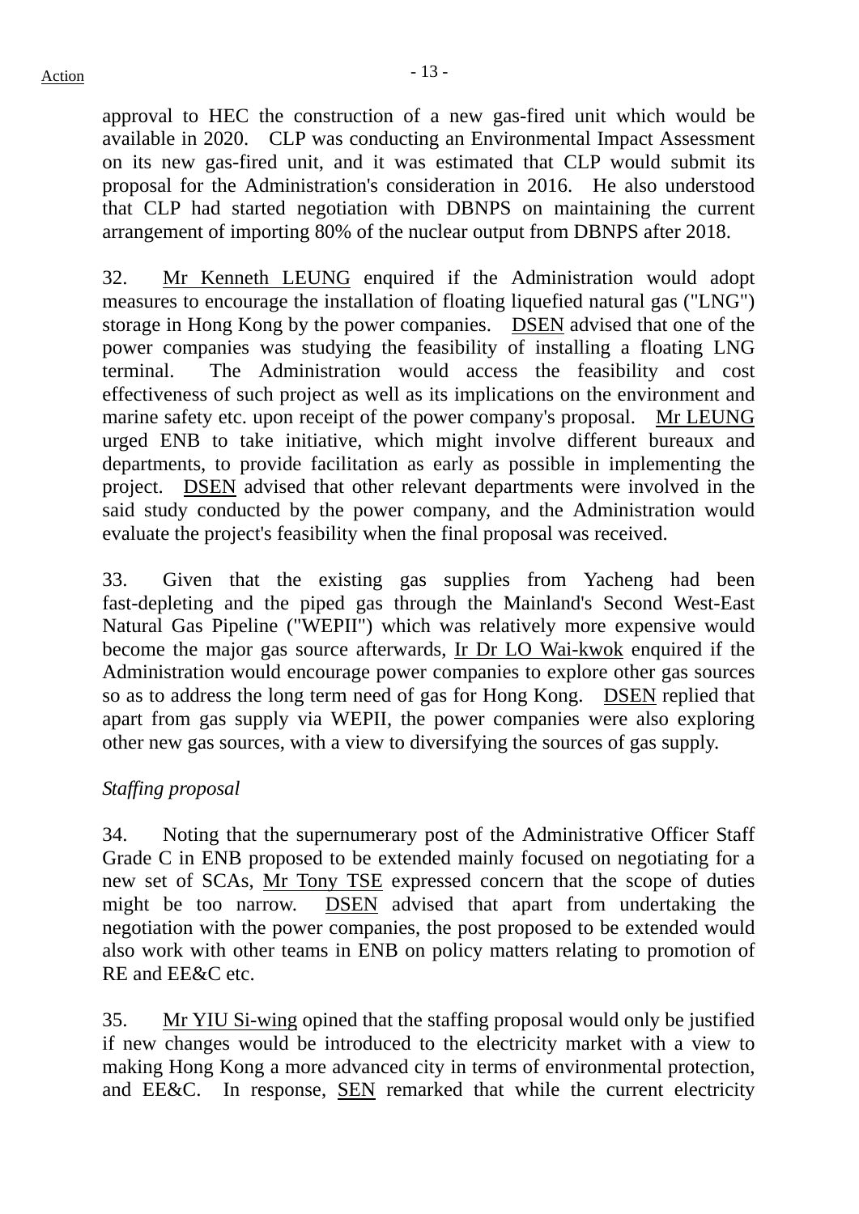approval to HEC the construction of a new gas-fired unit which would be available in 2020. CLP was conducting an Environmental Impact Assessment on its new gas-fired unit, and it was estimated that CLP would submit its proposal for the Administration's consideration in 2016. He also understood that CLP had started negotiation with DBNPS on maintaining the current arrangement of importing 80% of the nuclear output from DBNPS after 2018.

32. Mr Kenneth LEUNG enquired if the Administration would adopt measures to encourage the installation of floating liquefied natural gas ("LNG") storage in Hong Kong by the power companies. DSEN advised that one of the power companies was studying the feasibility of installing a floating LNG terminal. The Administration would access the feasibility and cost effectiveness of such project as well as its implications on the environment and marine safety etc. upon receipt of the power company's proposal. Mr LEUNG urged ENB to take initiative, which might involve different bureaux and departments, to provide facilitation as early as possible in implementing the project. DSEN advised that other relevant departments were involved in the said study conducted by the power company, and the Administration would evaluate the project's feasibility when the final proposal was received.

33. Given that the existing gas supplies from Yacheng had been fast-depleting and the piped gas through the Mainland's Second West-East Natural Gas Pipeline ("WEPII") which was relatively more expensive would become the major gas source afterwards, Ir Dr LO Wai-kwok enquired if the Administration would encourage power companies to explore other gas sources so as to address the long term need of gas for Hong Kong. DSEN replied that apart from gas supply via WEPII, the power companies were also exploring other new gas sources, with a view to diversifying the sources of gas supply.

*Staffing proposal*

34. Noting that the supernumerary post of the Administrative Officer Staff Grade C in ENB proposed to be extended mainly focused on negotiating for a new set of SCAs, Mr Tony TSE expressed concern that the scope of duties might be too narrow. DSEN advised that apart from undertaking the negotiation with the power companies, the post proposed to be extended would also work with other teams in ENB on policy matters relating to promotion of RE and EE&C etc.

35. Mr YIU Si-wing opined that the staffing proposal would only be justified if new changes would be introduced to the electricity market with a view to making Hong Kong a more advanced city in terms of environmental protection, and EE&C. In response, SEN remarked that while the current electricity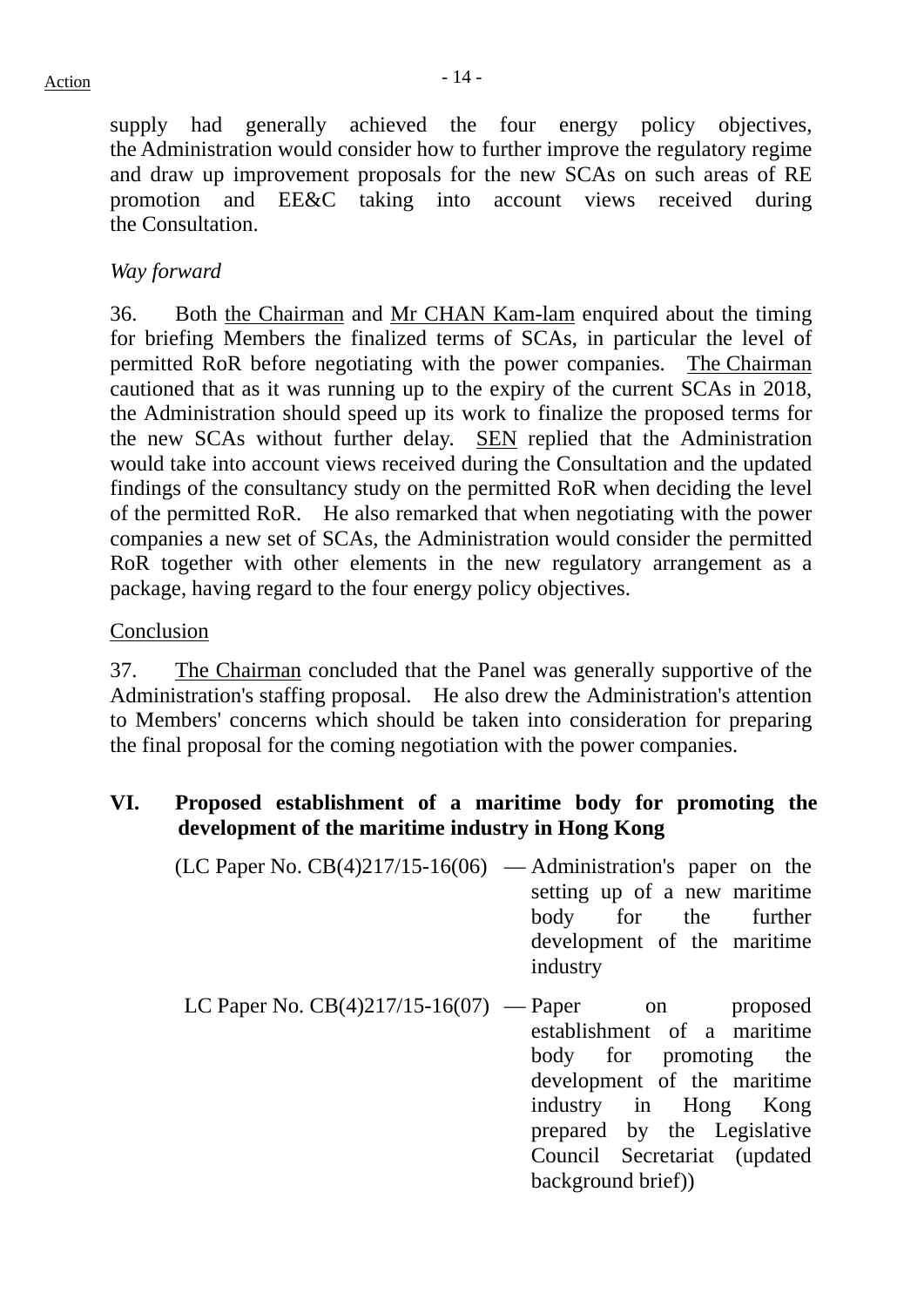supply had generally achieved the four energy policy objectives, the Administration would consider how to further improve the regulatory regime and draw up improvement proposals for the new SCAs on such areas of RE promotion and EE&C taking into account views received during the Consultation.

*Way forward*

36. Both <u>the Chairman</u> and <u>Mr CHAN Kam-lam</u> enquired about the timing for briefing Members the finalized terms of SCAs, in particular the level of permitted RoR before negotiating with the power companies. <u>The Chairman</u> cautioned that as it was running up to the expiry of the current SCAs in 2018, the Administration should speed up its work to finalize the proposed terms for the new SCAs without further delay. <u>SEN</u> replied that the Administration would take into account views received during the Consultation and the updated findings of the consultancy study on the permitted RoR when deciding the level of the permitted RoR. He also remarked that when negotiating with the power companies a new set of SCAs, the Administration would consider the permitted RoR together with other elements in the new regulatory arrangement as a package, having regard to the four energy policy objectives.

<u>Conclusion</u>

37. <u>The Chairman</u> concluded that the Panel was generally supportive of the Administration's staffing proposal. He also drew the Administration's attention to Members' concerns which should be taken into consideration for preparing the final proposal for the coming negotiation with the power companies.

## VI. Proposed establishment of a maritime body for promoting the development of the maritime industry in Hong Kong

(LC Paper No. CB(4)217/15-16(06) — Administration's paper on the setting up of a new maritime body for the further development of the maritime industry

LC Paper No. CB(4)217/15-16(07) — Paper on proposed establishment of a maritime body for promoting the development of the maritime industry in Hong Kong prepared by the Legislative Council Secretariat (updated background brief))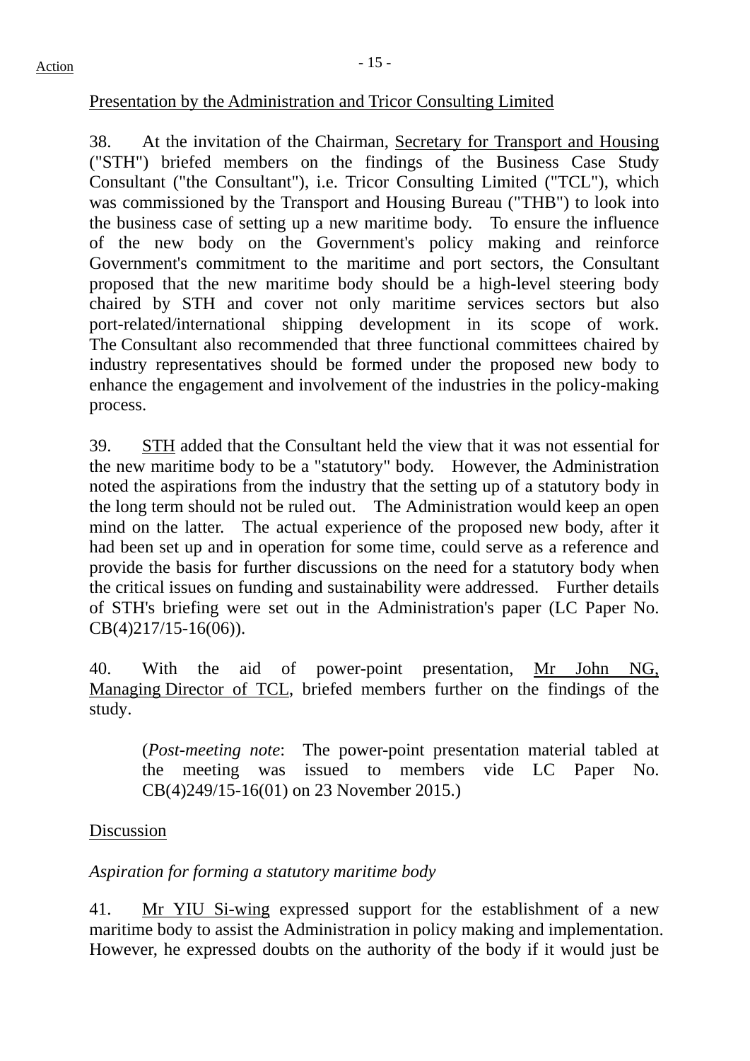Action

Presentation by the Administration and Tricor Consulting Limited

38. At the invitation of the Chairman, Secretary for Transport and Housing ("STH") briefed members on the findings of the Business Case Study Consultant ("the Consultant"), i.e. Tricor Consulting Limited ("TCL"), which was commissioned by the Transport and Housing Bureau ("THB") to look into the business case of setting up a new maritime body. To ensure the influence of the new body on the Government's policy making and reinforce Government's commitment to the maritime and port sectors, the Consultant proposed that the new maritime body should be a high-level steering body chaired by STH and cover not only maritime services sectors but also port-related/international shipping development in its scope of work. The Consultant also recommended that three functional committees chaired by industry representatives should be formed under the proposed new body to enhance the engagement and involvement of the industries in the policy-making process.

39. STH added that the Consultant held the view that it was not essential for the new maritime body to be a "statutory" body. However, the Administration noted the aspirations from the industry that the setting up of a statutory body in the long term should not be ruled out. The Administration would keep an open mind on the latter. The actual experience of the proposed new body, after it had been set up and in operation for some time, could serve as a reference and provide the basis for further discussions on the need for a statutory body when the critical issues on funding and sustainability were addressed. Further details of STH's briefing were set out in the Administration's paper (LC Paper No. CB(4)217/15-16(06)).

40. With the aid of power-point presentation, Mr John NG, Managing Director of TCL, briefed members further on the findings of the study.

> (*Post-meeting note*: The power-point presentation material tabled at the meeting was issued to members vide LC Paper No. CB(4)249/15-16(01) on 23 November 2015.)

Discussion

*Aspiration for forming a statutory maritime body*

41. Mr YIU Si-wing expressed support for the establishment of a new maritime body to assist the Administration in policy making and implementation. However, he expressed doubts on the authority of the body if it would just be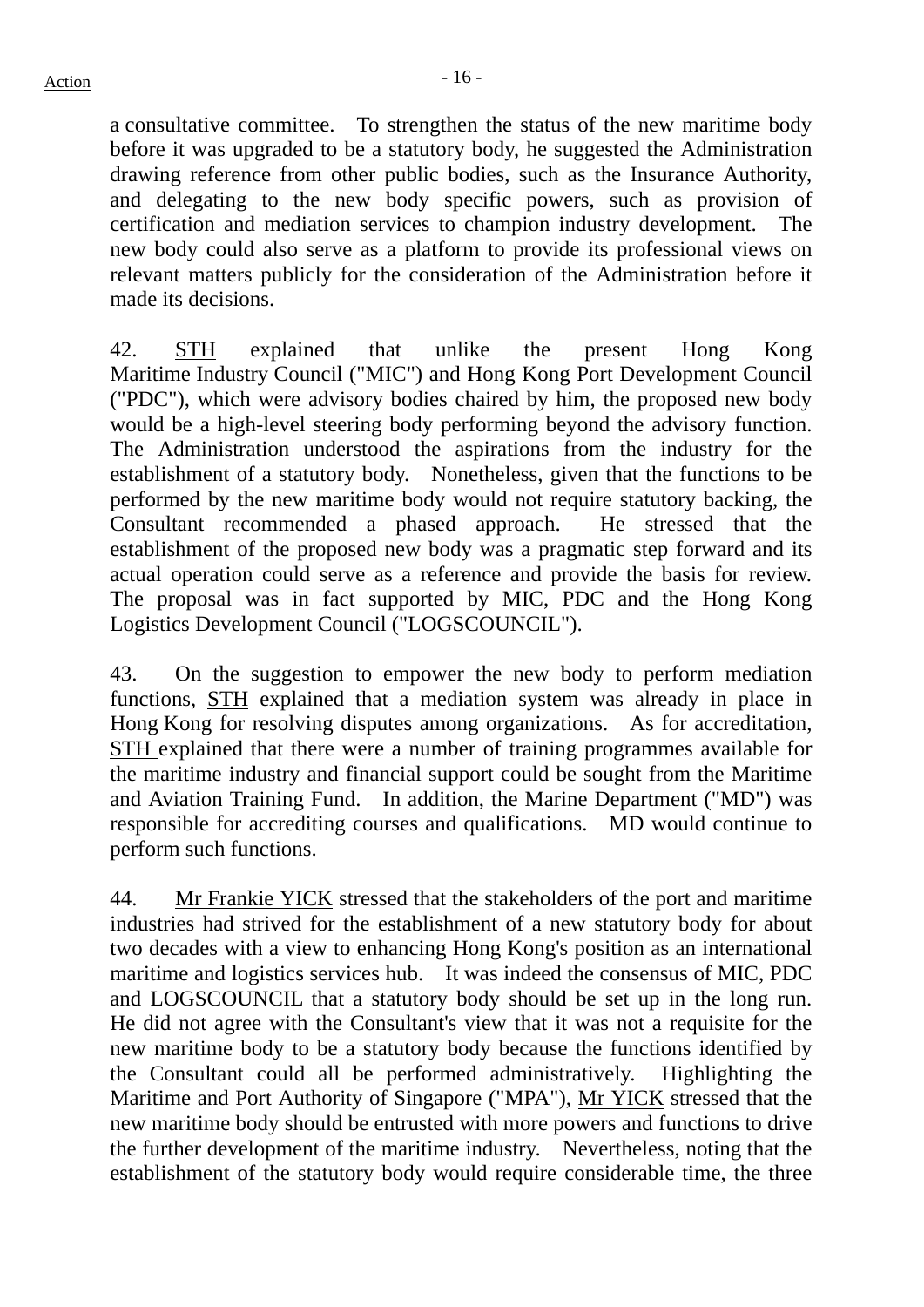a consultative committee. To strengthen the status of the new maritime body before it was upgraded to be a statutory body, he suggested the Administration drawing reference from other public bodies, such as the Insurance Authority, and delegating to the new body specific powers, such as provision of certification and mediation services to champion industry development. The new body could also serve as a platform to provide its professional views on relevant matters publicly for the consideration of the Administration before it made its decisions.

42. STH explained that unlike the present Hong Kong Maritime Industry Council ("MIC") and Hong Kong Port Development Council ("PDC"), which were advisory bodies chaired by him, the proposed new body would be a high-level steering body performing beyond the advisory function. The Administration understood the aspirations from the industry for the establishment of a statutory body. Nonetheless, given that the functions to be performed by the new maritime body would not require statutory backing, the Consultant recommended a phased approach. He stressed that the establishment of the proposed new body was a pragmatic step forward and its actual operation could serve as a reference and provide the basis for review. The proposal was in fact supported by MIC, PDC and the Hong Kong Logistics Development Council ("LOGSCOUNCIL").

43. On the suggestion to empower the new body to perform mediation functions, STH explained that a mediation system was already in place in Hong Kong for resolving disputes among organizations. As for accreditation, STH explained that there were a number of training programmes available for the maritime industry and financial support could be sought from the Maritime and Aviation Training Fund. In addition, the Marine Department ("MD") was responsible for accrediting courses and qualifications. MD would continue to perform such functions.

44. Mr Frankie YICK stressed that the stakeholders of the port and maritime industries had strived for the establishment of a new statutory body for about two decades with a view to enhancing Hong Kong's position as an international maritime and logistics services hub. It was indeed the consensus of MIC, PDC and LOGSCOUNCIL that a statutory body should be set up in the long run. He did not agree with the Consultant's view that it was not a requisite for the new maritime body to be a statutory body because the functions identified by the Consultant could all be performed administratively. Highlighting the Maritime and Port Authority of Singapore ("MPA"), Mr YICK stressed that the new maritime body should be entrusted with more powers and functions to drive the further development of the maritime industry. Nevertheless, noting that the establishment of the statutory body would require considerable time, the three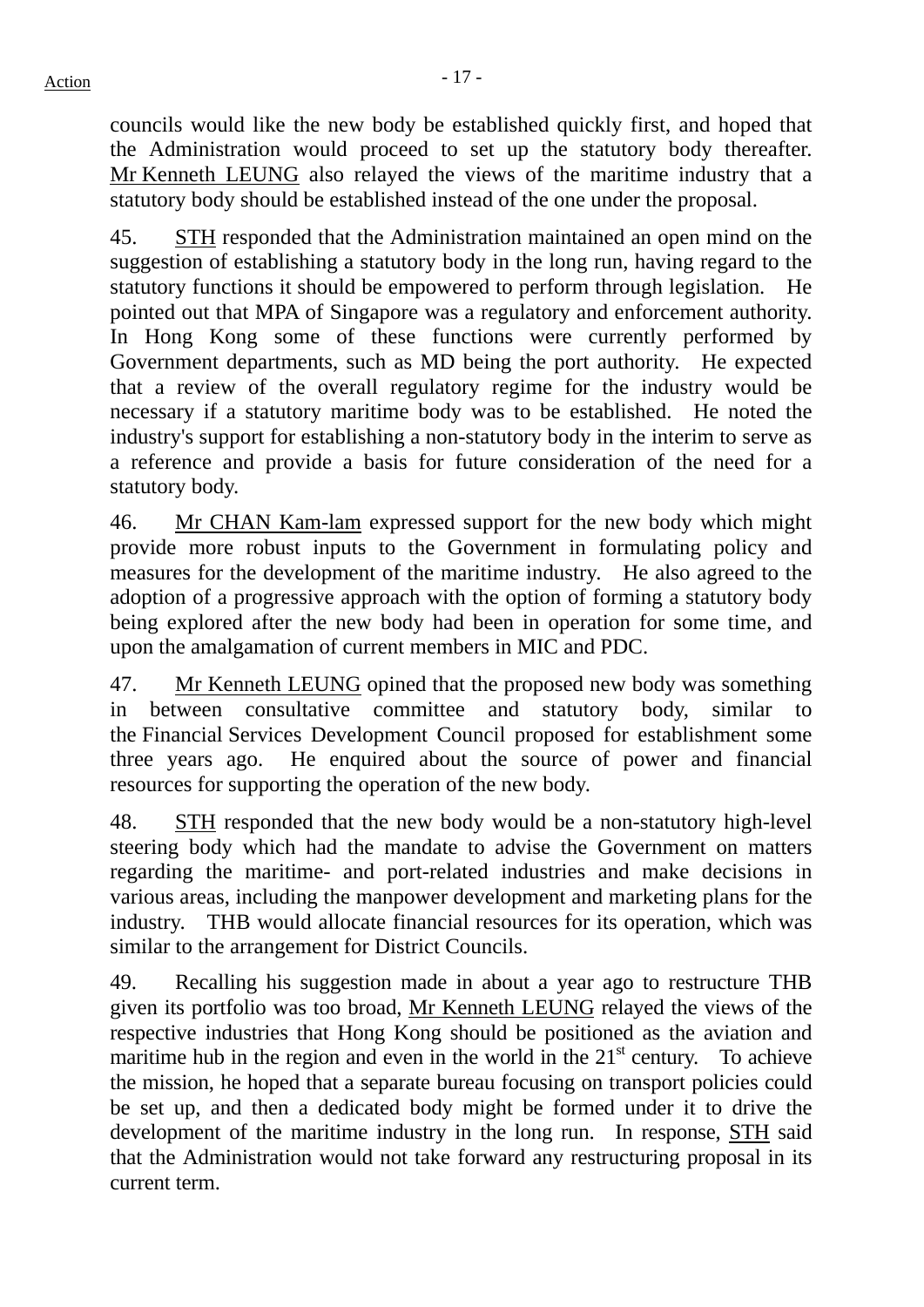councils would like the new body be established quickly first, and hoped that the Administration would proceed to set up the statutory body thereafter. Mr Kenneth LEUNG also relayed the views of the maritime industry that a statutory body should be established instead of the one under the proposal.

45. STH responded that the Administration maintained an open mind on the suggestion of establishing a statutory body in the long run, having regard to the statutory functions it should be empowered to perform through legislation. He pointed out that MPA of Singapore was a regulatory and enforcement authority. In Hong Kong some of these functions were currently performed by Government departments, such as MD being the port authority. He expected that a review of the overall regulatory regime for the industry would be necessary if a statutory maritime body was to be established. He noted the industry's support for establishing a non-statutory body in the interim to serve as a reference and provide a basis for future consideration of the need for a statutory body.

46. Mr CHAN Kam-lam expressed support for the new body which might provide more robust inputs to the Government in formulating policy and measures for the development of the maritime industry. He also agreed to the adoption of a progressive approach with the option of forming a statutory body being explored after the new body had been in operation for some time, and upon the amalgamation of current members in MIC and PDC.

47. Mr Kenneth LEUNG opined that the proposed new body was something in between consultative committee and statutory body, similar to the Financial Services Development Council proposed for establishment some three years ago. He enquired about the source of power and financial resources for supporting the operation of the new body.

48. STH responded that the new body would be a non-statutory high-level steering body which had the mandate to advise the Government on matters regarding the maritime- and port-related industries and make decisions in various areas, including the manpower development and marketing plans for the industry. THB would allocate financial resources for its operation, which was similar to the arrangement for District Councils.

49. Recalling his suggestion made in about a year ago to restructure THB given its portfolio was too broad, Mr Kenneth LEUNG relayed the views of the respective industries that Hong Kong should be positioned as the aviation and maritime hub in the region and even in the world in the 21st century. To achieve the mission, he hoped that a separate bureau focusing on transport policies could be set up, and then a dedicated body might be formed under it to drive the development of the maritime industry in the long run. In response, STH said that the Administration would not take forward any restructuring proposal in its current term.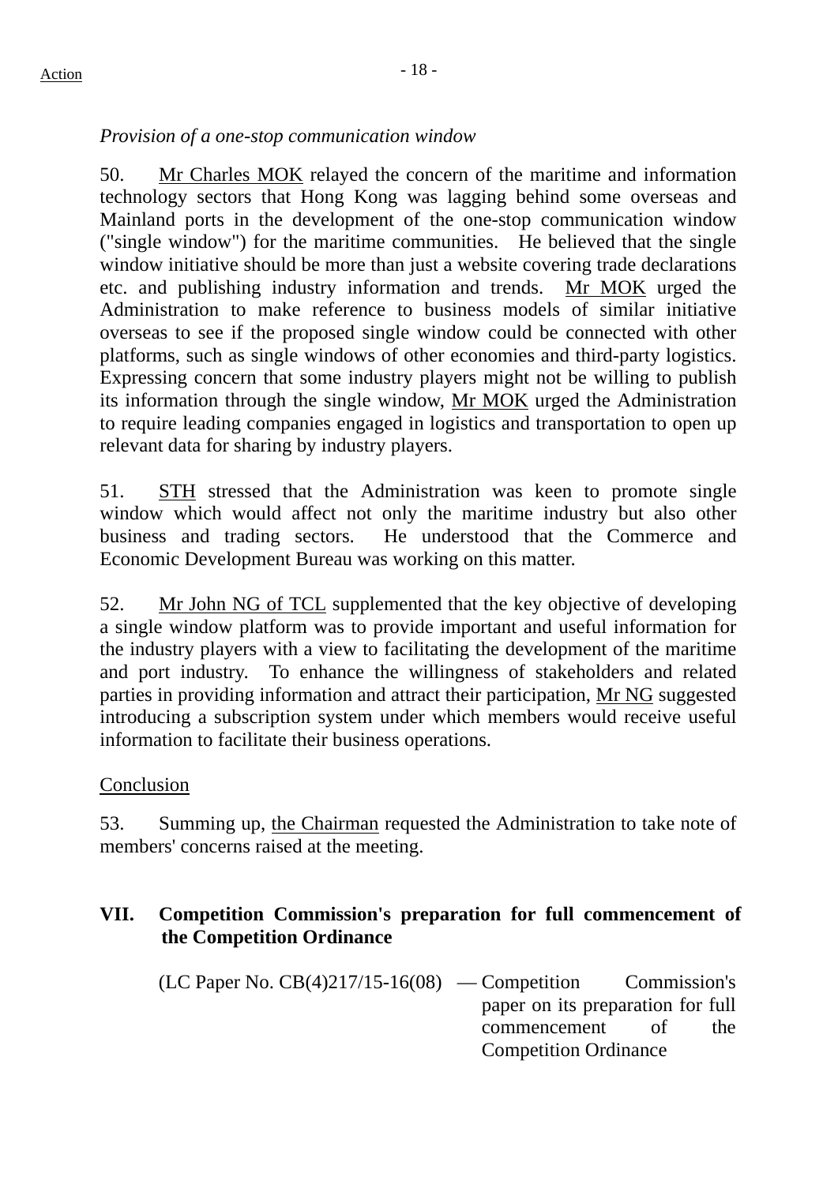*Provision of a one-stop communication window*

50. Mr Charles MOK relayed the concern of the maritime and information technology sectors that Hong Kong was lagging behind some overseas and Mainland ports in the development of the one-stop communication window ("single window") for the maritime communities. He believed that the single window initiative should be more than just a website covering trade declarations etc. and publishing industry information and trends. Mr MOK urged the Administration to make reference to business models of similar initiative overseas to see if the proposed single window could be connected with other platforms, such as single windows of other economies and third-party logistics. Expressing concern that some industry players might not be willing to publish its information through the single window, Mr MOK urged the Administration to require leading companies engaged in logistics and transportation to open up relevant data for sharing by industry players.

51. STH stressed that the Administration was keen to promote single window which would affect not only the maritime industry but also other business and trading sectors. He understood that the Commerce and Economic Development Bureau was working on this matter.

52. Mr John NG of TCL supplemented that the key objective of developing a single window platform was to provide important and useful information for the industry players with a view to facilitating the development of the maritime and port industry. To enhance the willingness of stakeholders and related parties in providing information and attract their participation, Mr NG suggested introducing a subscription system under which members would receive useful information to facilitate their business operations.

Conclusion

53. Summing up, the Chairman requested the Administration to take note of members' concerns raised at the meeting.

## VII. Competition Commission's preparation for full commencement of the Competition Ordinance

(LC Paper No. CB(4)217/15-16(08) — Competition Commission's paper on its preparation for full commencement of the Competition Ordinance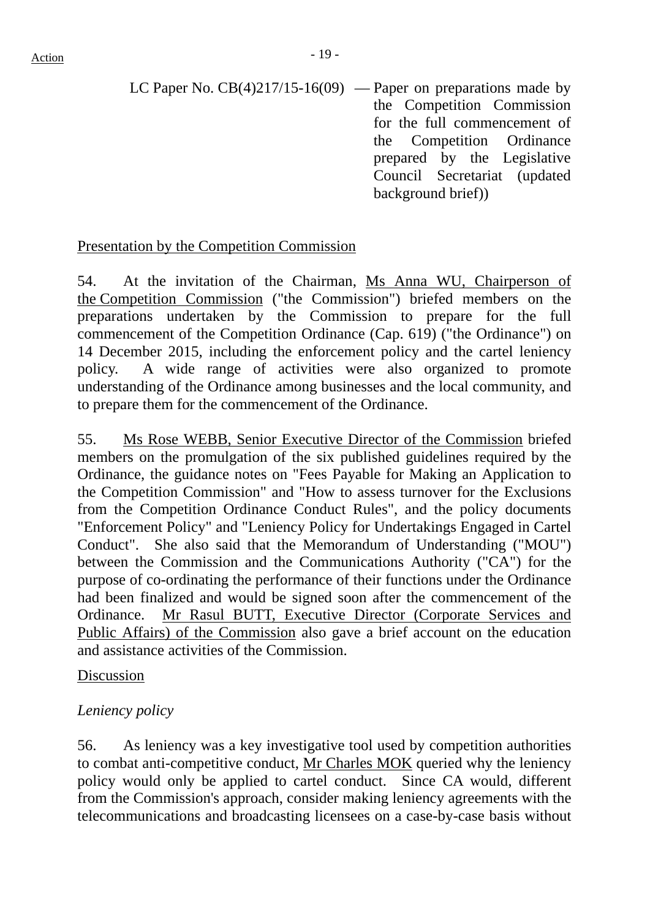LC Paper No. CB(4)217/15-16(09) — Paper on preparations made by the Competition Commission for the full commencement of the Competition Ordinance prepared by the Legislative Council Secretariat (updated background brief))

Presentation by the Competition Commission

54. At the invitation of the Chairman, Ms Anna WU, Chairperson of the Competition Commission ("the Commission") briefed members on the preparations undertaken by the Commission to prepare for the full commencement of the Competition Ordinance (Cap. 619) ("the Ordinance") on 14 December 2015, including the enforcement policy and the cartel leniency policy. A wide range of activities were also organized to promote understanding of the Ordinance among businesses and the local community, and to prepare them for the commencement of the Ordinance.

55. Ms Rose WEBB, Senior Executive Director of the Commission briefed members on the promulgation of the six published guidelines required by the Ordinance, the guidance notes on "Fees Payable for Making an Application to the Competition Commission" and "How to assess turnover for the Exclusions from the Competition Ordinance Conduct Rules", and the policy documents "Enforcement Policy" and "Leniency Policy for Undertakings Engaged in Cartel Conduct". She also said that the Memorandum of Understanding ("MOU") between the Commission and the Communications Authority ("CA") for the purpose of co-ordinating the performance of their functions under the Ordinance had been finalized and would be signed soon after the commencement of the Ordinance. Mr Rasul BUTT, Executive Director (Corporate Services and Public Affairs) of the Commission also gave a brief account on the education and assistance activities of the Commission.

Discussion

*Leniency policy*

56. As leniency was a key investigative tool used by competition authorities to combat anti-competitive conduct, Mr Charles MOK queried why the leniency policy would only be applied to cartel conduct. Since CA would, different from the Commission's approach, consider making leniency agreements with the telecommunications and broadcasting licensees on a case-by-case basis without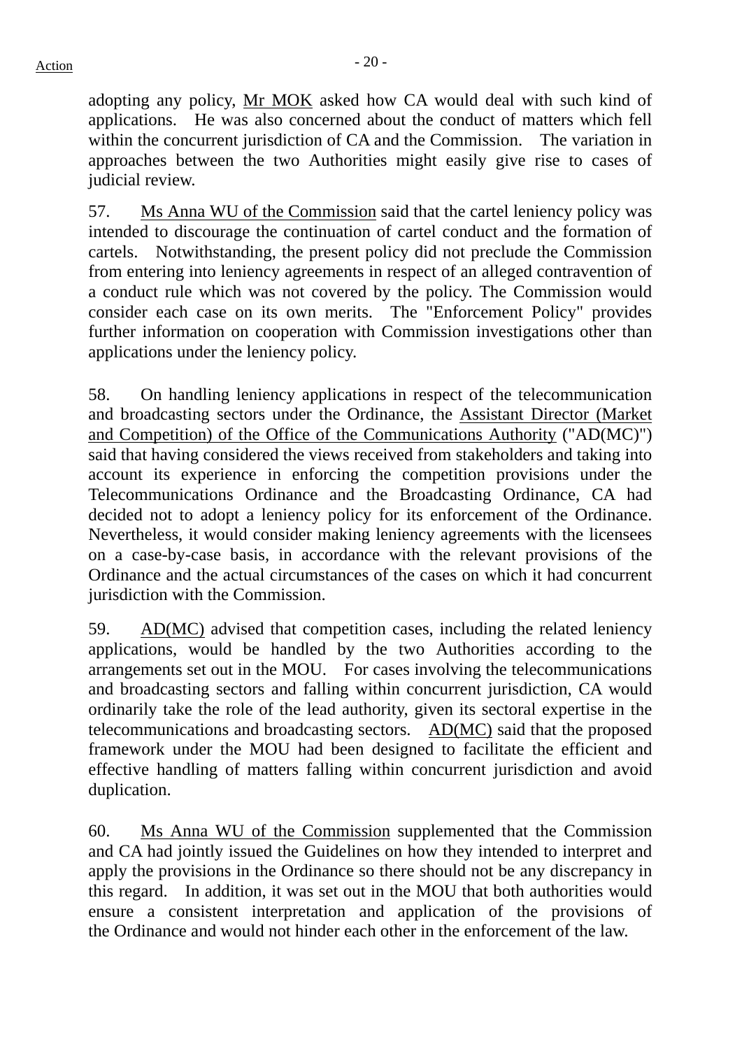adopting any policy, Mr MOK asked how CA would deal with such kind of applications. He was also concerned about the conduct of matters which fell within the concurrent jurisdiction of CA and the Commission. The variation in approaches between the two Authorities might easily give rise to cases of judicial review.

57. Ms Anna WU of the Commission said that the cartel leniency policy was intended to discourage the continuation of cartel conduct and the formation of cartels. Notwithstanding, the present policy did not preclude the Commission from entering into leniency agreements in respect of an alleged contravention of a conduct rule which was not covered by the policy. The Commission would consider each case on its own merits. The "Enforcement Policy" provides further information on cooperation with Commission investigations other than applications under the leniency policy.

58. On handling leniency applications in respect of the telecommunication and broadcasting sectors under the Ordinance, the Assistant Director (Market and Competition) of the Office of the Communications Authority ("AD(MC)") said that having considered the views received from stakeholders and taking into account its experience in enforcing the competition provisions under the Telecommunications Ordinance and the Broadcasting Ordinance, CA had decided not to adopt a leniency policy for its enforcement of the Ordinance. Nevertheless, it would consider making leniency agreements with the licensees on a case-by-case basis, in accordance with the relevant provisions of the Ordinance and the actual circumstances of the cases on which it had concurrent jurisdiction with the Commission.

59. AD(MC) advised that competition cases, including the related leniency applications, would be handled by the two Authorities according to the arrangements set out in the MOU. For cases involving the telecommunications and broadcasting sectors and falling within concurrent jurisdiction, CA would ordinarily take the role of the lead authority, given its sectoral expertise in the telecommunications and broadcasting sectors. AD(MC) said that the proposed framework under the MOU had been designed to facilitate the efficient and effective handling of matters falling within concurrent jurisdiction and avoid duplication.

60. Ms Anna WU of the Commission supplemented that the Commission and CA had jointly issued the Guidelines on how they intended to interpret and apply the provisions in the Ordinance so there should not be any discrepancy in this regard. In addition, it was set out in the MOU that both authorities would ensure a consistent interpretation and application of the provisions of the Ordinance and would not hinder each other in the enforcement of the law.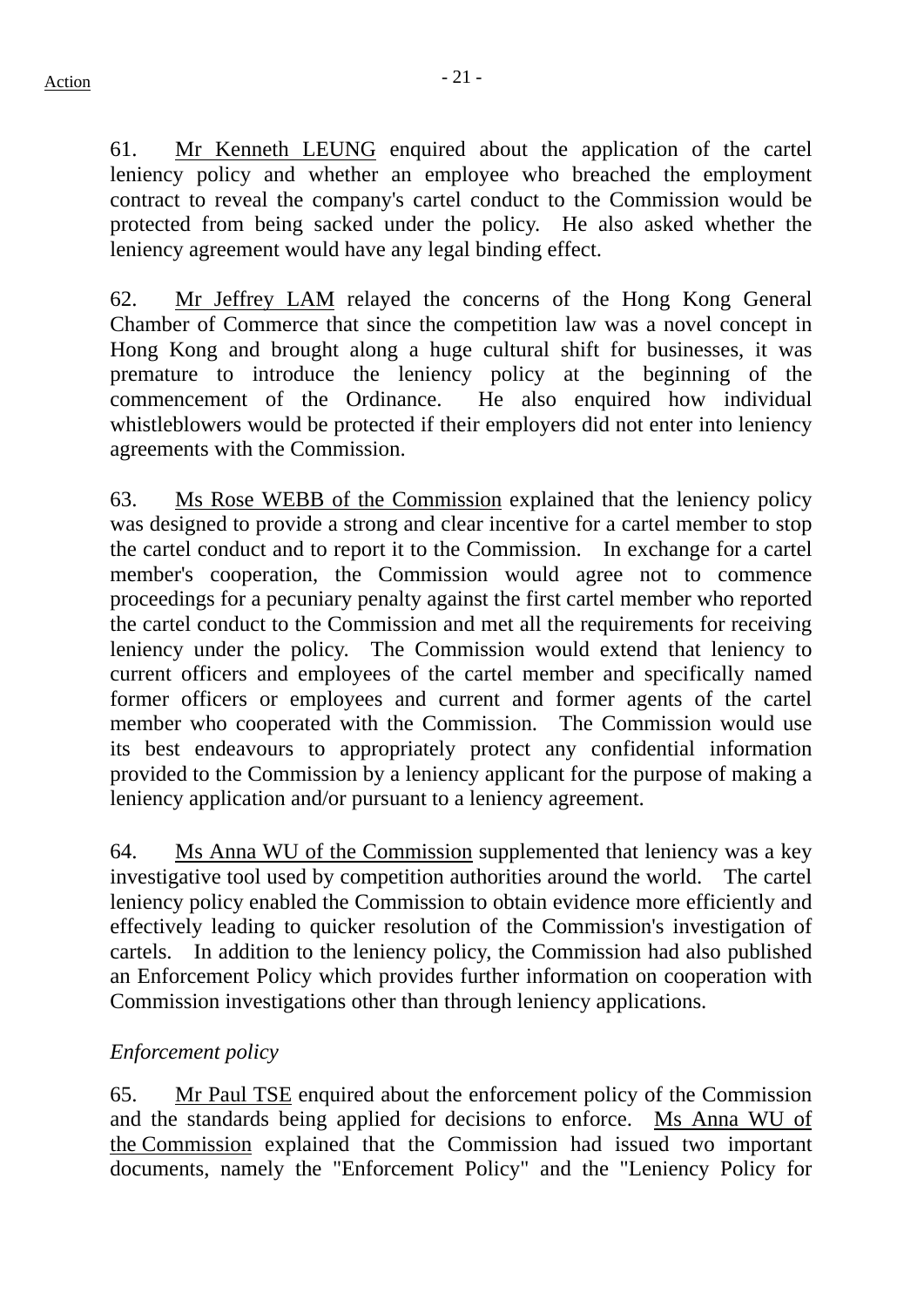61. Mr Kenneth LEUNG enquired about the application of the cartel leniency policy and whether an employee who breached the employment contract to reveal the company's cartel conduct to the Commission would be protected from being sacked under the policy. He also asked whether the leniency agreement would have any legal binding effect.

62. Mr Jeffrey LAM relayed the concerns of the Hong Kong General Chamber of Commerce that since the competition law was a novel concept in Hong Kong and brought along a huge cultural shift for businesses, it was premature to introduce the leniency policy at the beginning of the commencement of the Ordinance. He also enquired how individual whistleblowers would be protected if their employers did not enter into leniency agreements with the Commission.

63. Ms Rose WEBB of the Commission explained that the leniency policy was designed to provide a strong and clear incentive for a cartel member to stop the cartel conduct and to report it to the Commission. In exchange for a cartel member's cooperation, the Commission would agree not to commence proceedings for a pecuniary penalty against the first cartel member who reported the cartel conduct to the Commission and met all the requirements for receiving leniency under the policy. The Commission would extend that leniency to current officers and employees of the cartel member and specifically named former officers or employees and current and former agents of the cartel member who cooperated with the Commission. The Commission would use its best endeavours to appropriately protect any confidential information provided to the Commission by a leniency applicant for the purpose of making a leniency application and/or pursuant to a leniency agreement.

64. Ms Anna WU of the Commission supplemented that leniency was a key investigative tool used by competition authorities around the world. The cartel leniency policy enabled the Commission to obtain evidence more efficiently and effectively leading to quicker resolution of the Commission's investigation of cartels. In addition to the leniency policy, the Commission had also published an Enforcement Policy which provides further information on cooperation with Commission investigations other than through leniency applications.

*Enforcement policy*

65. Mr Paul TSE enquired about the enforcement policy of the Commission and the standards being applied for decisions to enforce. Ms Anna WU of the Commission explained that the Commission had issued two important documents, namely the "Enforcement Policy" and the "Leniency Policy for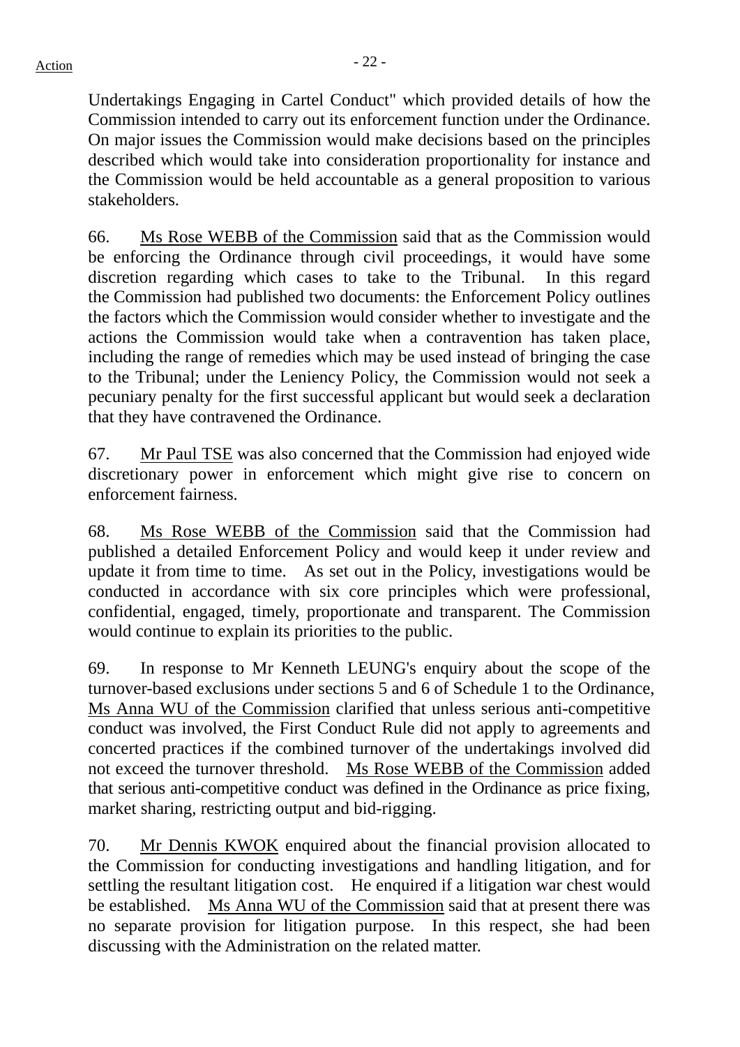Undertakings Engaging in Cartel Conduct" which provided details of how the Commission intended to carry out its enforcement function under the Ordinance. On major issues the Commission would make decisions based on the principles described which would take into consideration proportionality for instance and the Commission would be held accountable as a general proposition to various stakeholders.

66. Ms Rose WEBB of the Commission said that as the Commission would be enforcing the Ordinance through civil proceedings, it would have some discretion regarding which cases to take to the Tribunal. In this regard the Commission had published two documents: the Enforcement Policy outlines the factors which the Commission would consider whether to investigate and the actions the Commission would take when a contravention has taken place, including the range of remedies which may be used instead of bringing the case to the Tribunal; under the Leniency Policy, the Commission would not seek a pecuniary penalty for the first successful applicant but would seek a declaration that they have contravened the Ordinance.

67. Mr Paul TSE was also concerned that the Commission had enjoyed wide discretionary power in enforcement which might give rise to concern on enforcement fairness.

68. Ms Rose WEBB of the Commission said that the Commission had published a detailed Enforcement Policy and would keep it under review and update it from time to time. As set out in the Policy, investigations would be conducted in accordance with six core principles which were professional, confidential, engaged, timely, proportionate and transparent. The Commission would continue to explain its priorities to the public.

69. In response to Mr Kenneth LEUNG's enquiry about the scope of the turnover-based exclusions under sections 5 and 6 of Schedule 1 to the Ordinance, Ms Anna WU of the Commission clarified that unless serious anti-competitive conduct was involved, the First Conduct Rule did not apply to agreements and concerted practices if the combined turnover of the undertakings involved did not exceed the turnover threshold. Ms Rose WEBB of the Commission added that serious anti-competitive conduct was defined in the Ordinance as price fixing, market sharing, restricting output and bid-rigging.

70. Mr Dennis KWOK enquired about the financial provision allocated to the Commission for conducting investigations and handling litigation, and for settling the resultant litigation cost. He enquired if a litigation war chest would be established. Ms Anna WU of the Commission said that at present there was no separate provision for litigation purpose. In this respect, she had been discussing with the Administration on the related matter.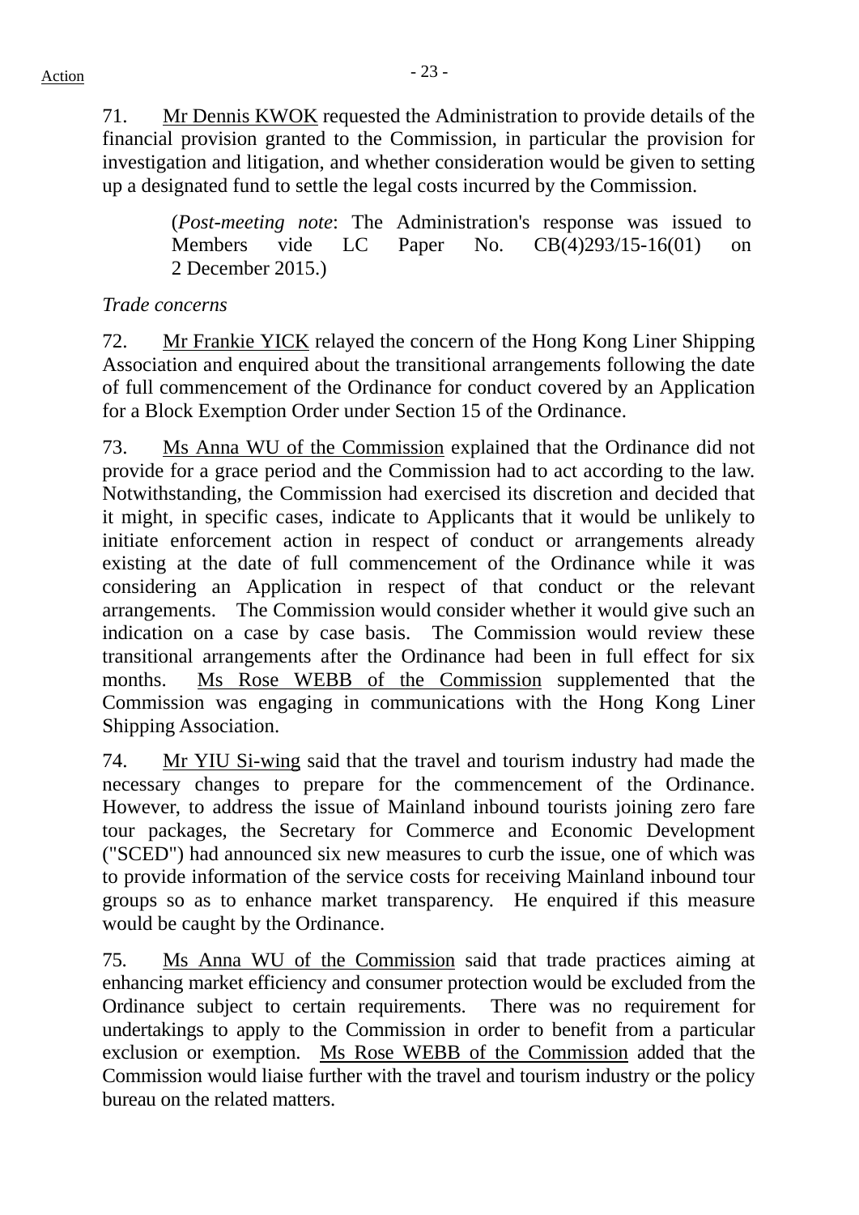71. Mr Dennis KWOK requested the Administration to provide details of the financial provision granted to the Commission, in particular the provision for investigation and litigation, and whether consideration would be given to setting up a designated fund to settle the legal costs incurred by the Commission.

> (*Post-meeting note*: The Administration's response was issued to Members vide LC Paper No. CB(4)293/15-16(01) on 2 December 2015.)

*Trade concerns*

72. Mr Frankie YICK relayed the concern of the Hong Kong Liner Shipping Association and enquired about the transitional arrangements following the date of full commencement of the Ordinance for conduct covered by an Application for a Block Exemption Order under Section 15 of the Ordinance.

73. Ms Anna WU of the Commission explained that the Ordinance did not provide for a grace period and the Commission had to act according to the law. Notwithstanding, the Commission had exercised its discretion and decided that it might, in specific cases, indicate to Applicants that it would be unlikely to initiate enforcement action in respect of conduct or arrangements already existing at the date of full commencement of the Ordinance while it was considering an Application in respect of that conduct or the relevant arrangements. The Commission would consider whether it would give such an indication on a case by case basis. The Commission would review these transitional arrangements after the Ordinance had been in full effect for six months. Ms Rose WEBB of the Commission supplemented that the Commission was engaging in communications with the Hong Kong Liner Shipping Association.

74. Mr YIU Si-wing said that the travel and tourism industry had made the necessary changes to prepare for the commencement of the Ordinance. However, to address the issue of Mainland inbound tourists joining zero fare tour packages, the Secretary for Commerce and Economic Development ("SCED") had announced six new measures to curb the issue, one of which was to provide information of the service costs for receiving Mainland inbound tour groups so as to enhance market transparency. He enquired if this measure would be caught by the Ordinance.

75. Ms Anna WU of the Commission said that trade practices aiming at enhancing market efficiency and consumer protection would be excluded from the Ordinance subject to certain requirements. There was no requirement for undertakings to apply to the Commission in order to benefit from a particular exclusion or exemption. Ms Rose WEBB of the Commission added that the Commission would liaise further with the travel and tourism industry or the policy bureau on the related matters.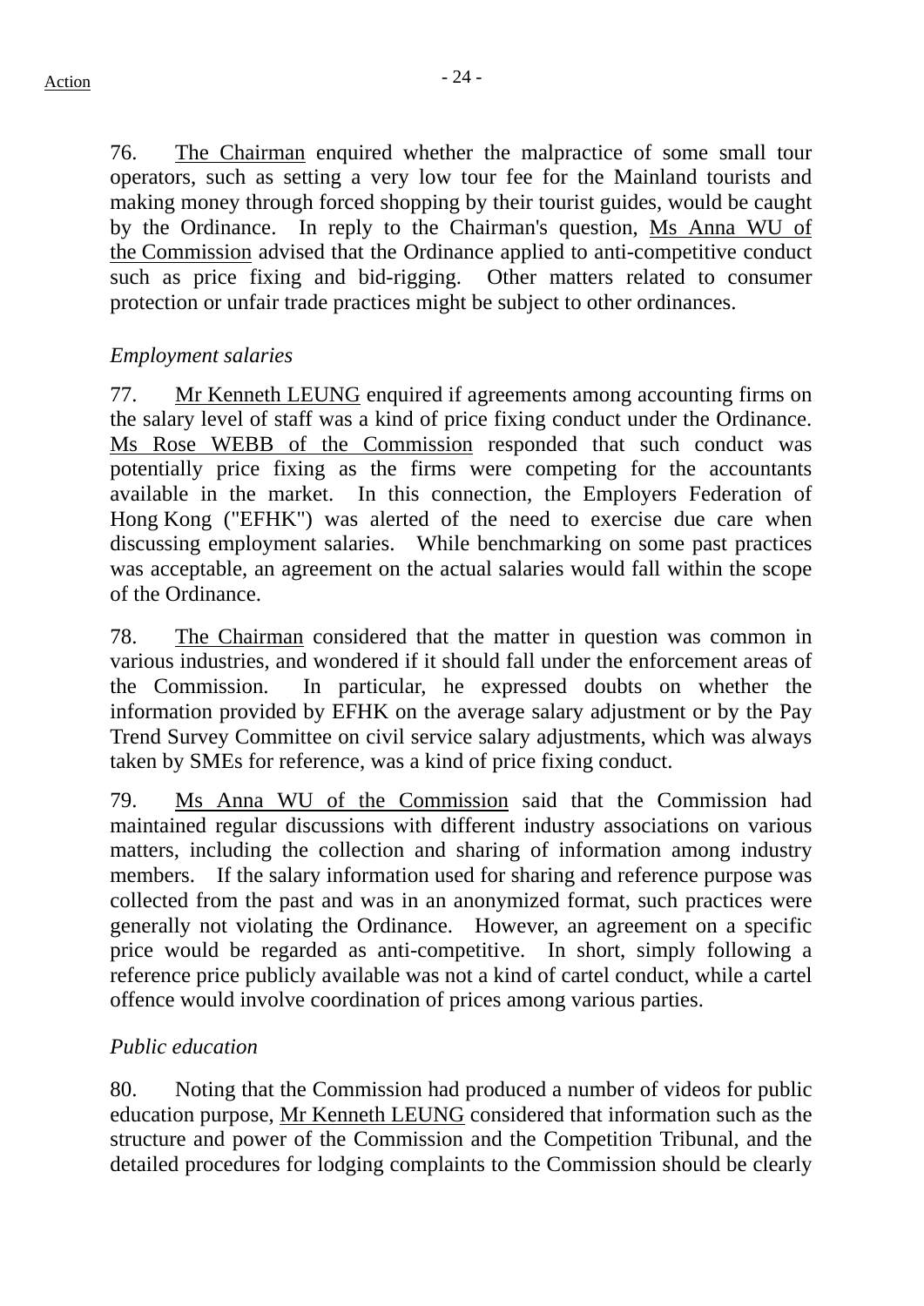76. The Chairman enquired whether the malpractice of some small tour operators, such as setting a very low tour fee for the Mainland tourists and making money through forced shopping by their tourist guides, would be caught by the Ordinance. In reply to the Chairman's question, Ms Anna WU of the Commission advised that the Ordinance applied to anti-competitive conduct such as price fixing and bid-rigging. Other matters related to consumer protection or unfair trade practices might be subject to other ordinances.

*Employment salaries*

77. Mr Kenneth LEUNG enquired if agreements among accounting firms on the salary level of staff was a kind of price fixing conduct under the Ordinance. Ms Rose WEBB of the Commission responded that such conduct was potentially price fixing as the firms were competing for the accountants available in the market. In this connection, the Employers Federation of Hong Kong ("EFHK") was alerted of the need to exercise due care when discussing employment salaries. While benchmarking on some past practices was acceptable, an agreement on the actual salaries would fall within the scope of the Ordinance.

78. The Chairman considered that the matter in question was common in various industries, and wondered if it should fall under the enforcement areas of the Commission. In particular, he expressed doubts on whether the information provided by EFHK on the average salary adjustment or by the Pay Trend Survey Committee on civil service salary adjustments, which was always taken by SMEs for reference, was a kind of price fixing conduct.

79. Ms Anna WU of the Commission said that the Commission had maintained regular discussions with different industry associations on various matters, including the collection and sharing of information among industry members. If the salary information used for sharing and reference purpose was collected from the past and was in an anonymized format, such practices were generally not violating the Ordinance. However, an agreement on a specific price would be regarded as anti-competitive. In short, simply following a reference price publicly available was not a kind of cartel conduct, while a cartel offence would involve coordination of prices among various parties.

*Public education*

80. Noting that the Commission had produced a number of videos for public education purpose, Mr Kenneth LEUNG considered that information such as the structure and power of the Commission and the Competition Tribunal, and the detailed procedures for lodging complaints to the Commission should be clearly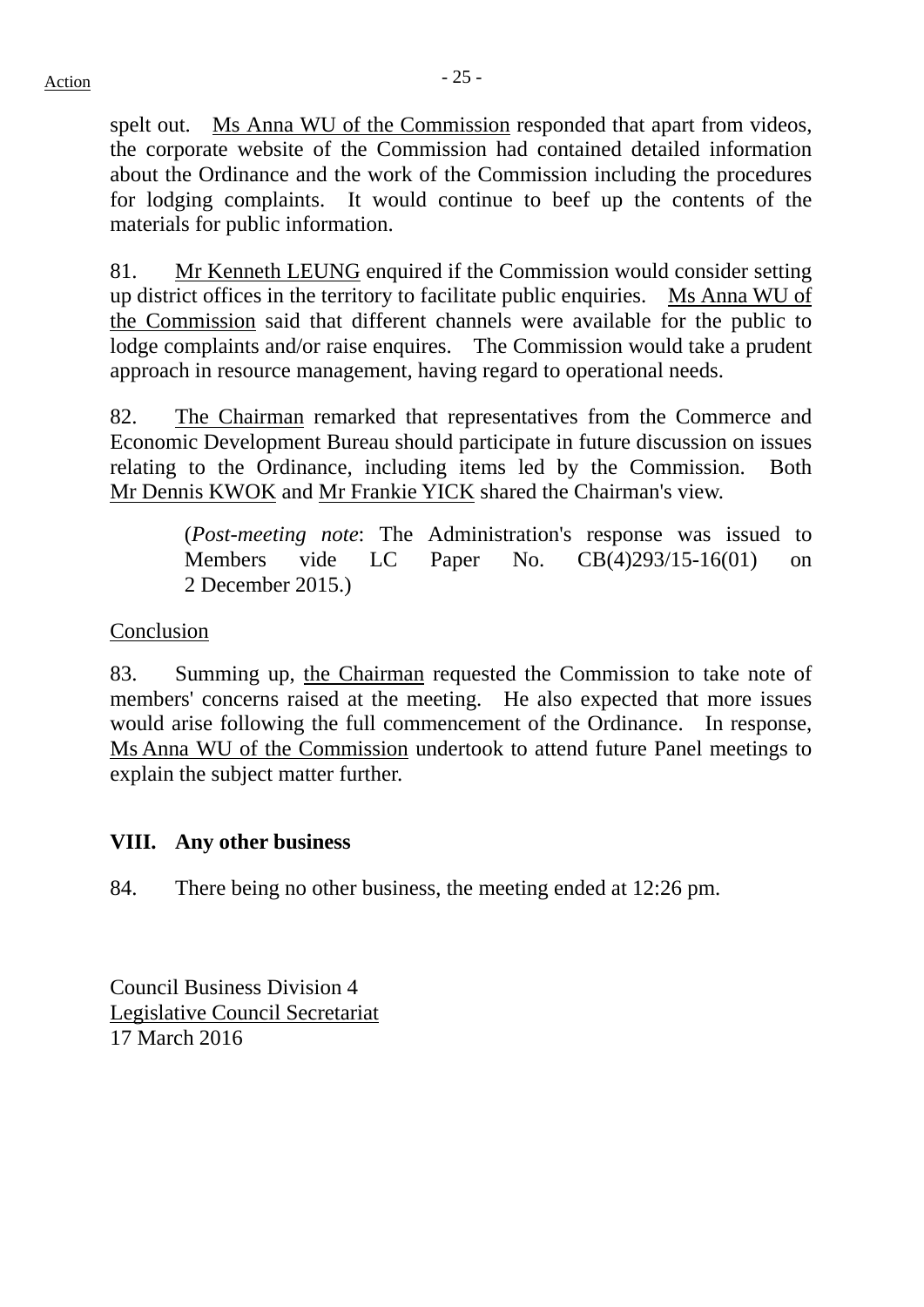spelt out. Ms Anna WU of the Commission responded that apart from videos, the corporate website of the Commission had contained detailed information about the Ordinance and the work of the Commission including the procedures for lodging complaints. It would continue to beef up the contents of the materials for public information.

81. Mr Kenneth LEUNG enquired if the Commission would consider setting up district offices in the territory to facilitate public enquiries. Ms Anna WU of the Commission said that different channels were available for the public to lodge complaints and/or raise enquires. The Commission would take a prudent approach in resource management, having regard to operational needs.

82. The Chairman remarked that representatives from the Commerce and Economic Development Bureau should participate in future discussion on issues relating to the Ordinance, including items led by the Commission. Both Mr Dennis KWOK and Mr Frankie YICK shared the Chairman's view.

> (*Post-meeting note*: The Administration's response was issued to Members vide LC Paper No. CB(4)293/15-16(01) on 2 December 2015.)

Conclusion

83. Summing up, the Chairman requested the Commission to take note of members' concerns raised at the meeting. He also expected that more issues would arise following the full commencement of the Ordinance. In response, Ms Anna WU of the Commission undertook to attend future Panel meetings to explain the subject matter further.

**VIII. Any other business**

84. There being no other business, the meeting ended at 12:26 pm.

Council Business Division 4
Legislative Council Secretariat
17 March 2016